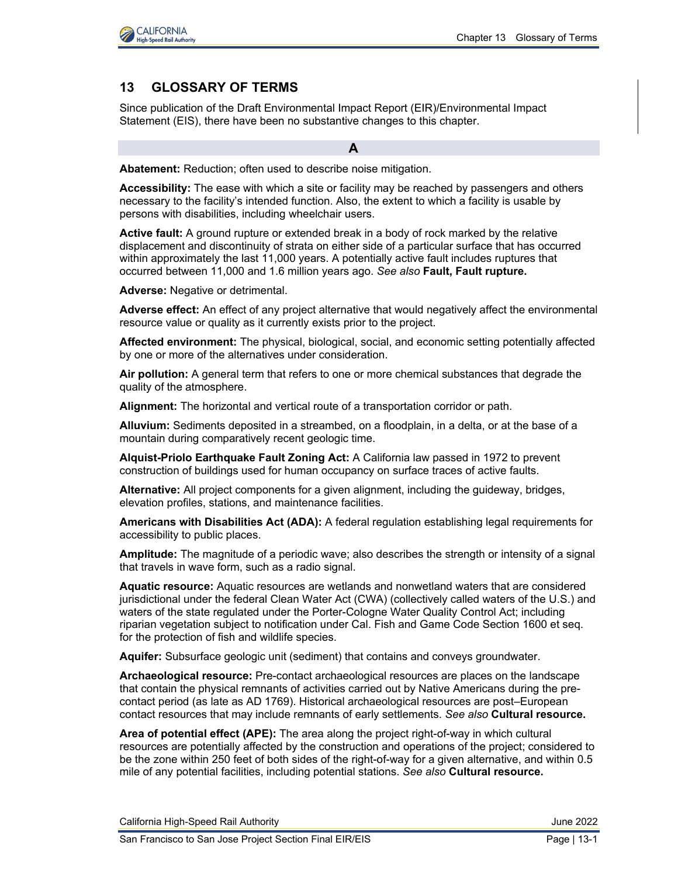# 13 GLOSSARY OF TERMS

Since publication of the Draft Environmental Impact Report (EIR)/Environmental Impact Statement (EIS), there have been no substantive changes to this chapter.

## A

**Abatement:** Reduction; often used to describe noise mitigation.

**Accessibility:** The ease with which a site or facility may be reached by passengers and others necessary to the facility's intended function. Also, the extent to which a facility is usable by persons with disabilities, including wheelchair users.

**Active fault:** A ground rupture or extended break in a body of rock marked by the relative displacement and discontinuity of strata on either side of a particular surface that has occurred within approximately the last 11,000 years. A potentially active fault includes ruptures that occurred between 11,000 and 1.6 million years ago. *See also* **Fault, Fault rupture.**

**Adverse:** Negative or detrimental.

**Adverse effect:** An effect of any project alternative that would negatively affect the environmental resource value or quality as it currently exists prior to the project.

**Affected environment:** The physical, biological, social, and economic setting potentially affected by one or more of the alternatives under consideration.

**Air pollution:** A general term that refers to one or more chemical substances that degrade the quality of the atmosphere.

**Alignment:** The horizontal and vertical route of a transportation corridor or path.

**Alluvium:** Sediments deposited in a streambed, on a floodplain, in a delta, or at the base of a mountain during comparatively recent geologic time.

**Alquist-Priolo Earthquake Fault Zoning Act:** A California law passed in 1972 to prevent construction of buildings used for human occupancy on surface traces of active faults.

**Alternative:** All project components for a given alignment, including the guideway, bridges, elevation profiles, stations, and maintenance facilities.

**Americans with Disabilities Act (ADA):** A federal regulation establishing legal requirements for accessibility to public places.

**Amplitude:** The magnitude of a periodic wave; also describes the strength or intensity of a signal that travels in wave form, such as a radio signal.

**Aquatic resource:** Aquatic resources are wetlands and nonwetland waters that are considered jurisdictional under the federal Clean Water Act (CWA) (collectively called waters of the U.S.) and waters of the state regulated under the Porter-Cologne Water Quality Control Act; including riparian vegetation subject to notification under Cal. Fish and Game Code Section 1600 et seq. for the protection of fish and wildlife species.

**Aquifer:** Subsurface geologic unit (sediment) that contains and conveys groundwater.

**Archaeological resource:** Pre-contact archaeological resources are places on the landscape that contain the physical remnants of activities carried out by Native Americans during the pre-contact period (as late as AD 1769). Historical archaeological resources are post–European contact resources that may include remnants of early settlements. *See also* **Cultural resource.**

**Area of potential effect (APE):** The area along the project right-of-way in which cultural resources are potentially affected by the construction and operations of the project; considered to be the zone within 250 feet of both sides of the right-of-way for a given alternative, and within 0.5 mile of any potential facilities, including potential stations. *See also* **Cultural resource.**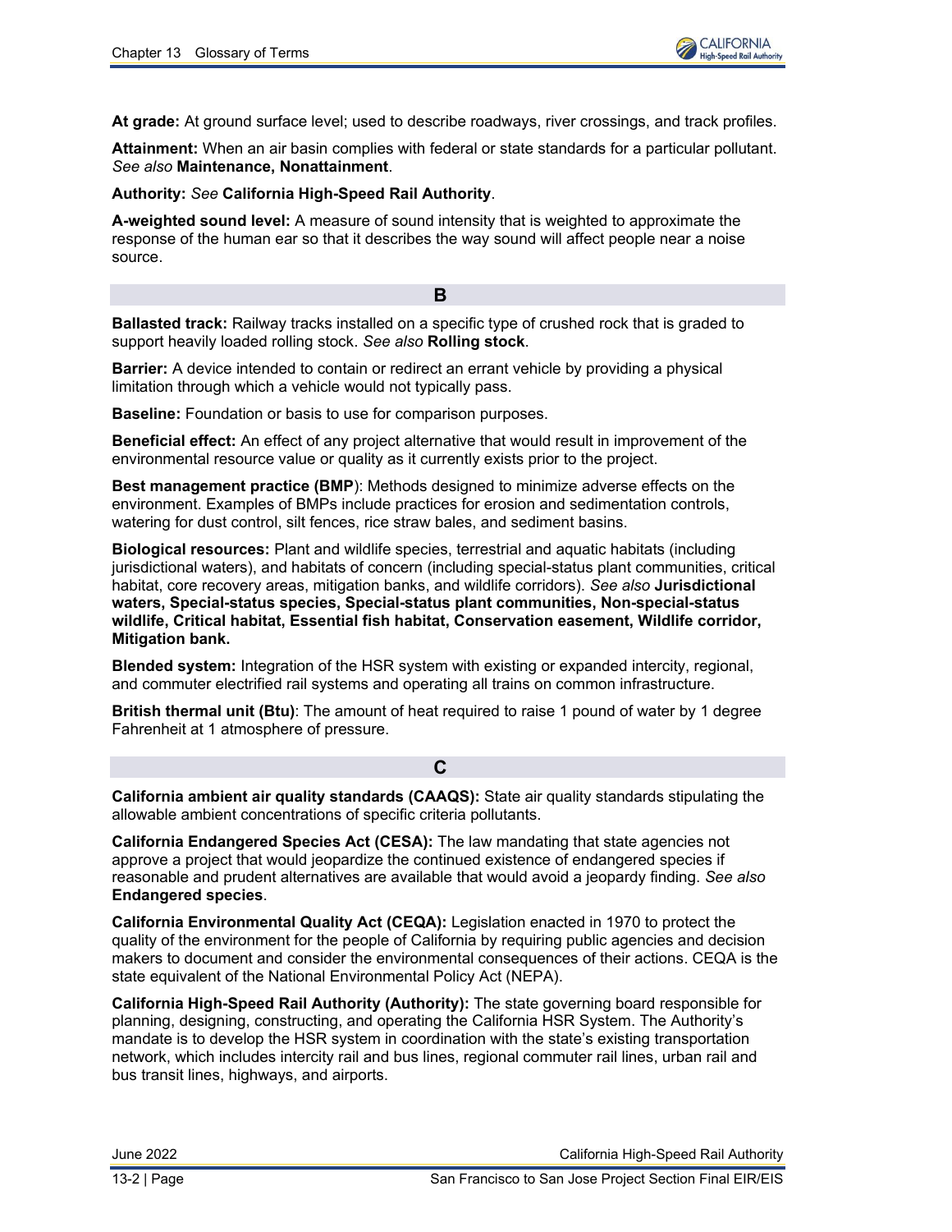**At grade:** At ground surface level; used to describe roadways, river crossings, and track profiles.

**Attainment:** When an air basin complies with federal or state standards for a particular pollutant. *See also* **Maintenance, Nonattainment**.

**Authority:** *See* **California High-Speed Rail Authority**.

**A-weighted sound level:** A measure of sound intensity that is weighted to approximate the response of the human ear so that it describes the way sound will affect people near a noise source.

## B

**Ballasted track:** Railway tracks installed on a specific type of crushed rock that is graded to support heavily loaded rolling stock. *See also* **Rolling stock**.

**Barrier:** A device intended to contain or redirect an errant vehicle by providing a physical limitation through which a vehicle would not typically pass.

**Baseline:** Foundation or basis to use for comparison purposes.

**Beneficial effect:** An effect of any project alternative that would result in improvement of the environmental resource value or quality as it currently exists prior to the project.

**Best management practice (BMP)**: Methods designed to minimize adverse effects on the environment. Examples of BMPs include practices for erosion and sedimentation controls, watering for dust control, silt fences, rice straw bales, and sediment basins.

**Biological resources:** Plant and wildlife species, terrestrial and aquatic habitats (including jurisdictional waters), and habitats of concern (including special-status plant communities, critical habitat, core recovery areas, mitigation banks, and wildlife corridors). *See also* **Jurisdictional waters, Special-status species, Special-status plant communities, Non-special-status wildlife, Critical habitat, Essential fish habitat, Conservation easement, Wildlife corridor, Mitigation bank.**

**Blended system:** Integration of the HSR system with existing or expanded intercity, regional, and commuter electrified rail systems and operating all trains on common infrastructure.

**British thermal unit (Btu)**: The amount of heat required to raise 1 pound of water by 1 degree Fahrenheit at 1 atmosphere of pressure.

## C

**California ambient air quality standards (CAAQS):** State air quality standards stipulating the allowable ambient concentrations of specific criteria pollutants.

**California Endangered Species Act (CESA):** The law mandating that state agencies not approve a project that would jeopardize the continued existence of endangered species if reasonable and prudent alternatives are available that would avoid a jeopardy finding. *See also* **Endangered species**.

**California Environmental Quality Act (CEQA):** Legislation enacted in 1970 to protect the quality of the environment for the people of California by requiring public agencies and decision makers to document and consider the environmental consequences of their actions. CEQA is the state equivalent of the National Environmental Policy Act (NEPA).

**California High-Speed Rail Authority (Authority):** The state governing board responsible for planning, designing, constructing, and operating the California HSR System. The Authority's mandate is to develop the HSR system in coordination with the state's existing transportation network, which includes intercity rail and bus lines, regional commuter rail lines, urban rail and bus transit lines, highways, and airports.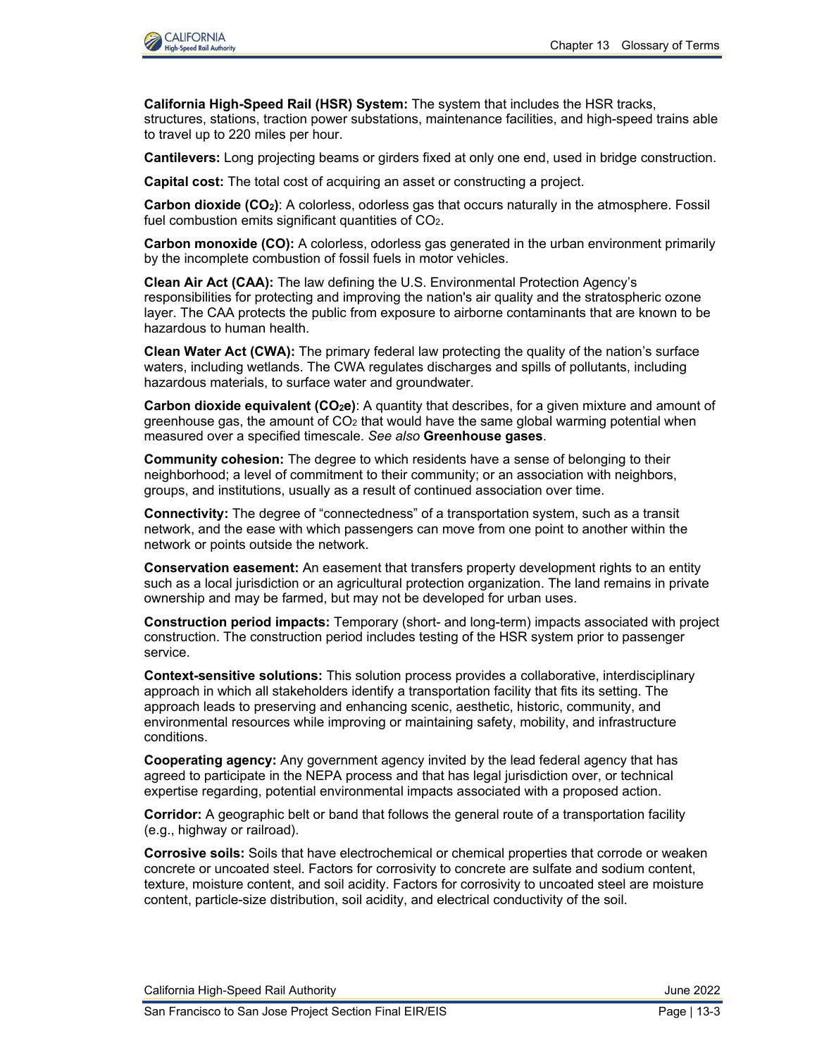**California High-Speed Rail (HSR) System:** The system that includes the HSR tracks, structures, stations, traction power substations, maintenance facilities, and high-speed trains able to travel up to 220 miles per hour.

**Cantilevers:** Long projecting beams or girders fixed at only one end, used in bridge construction.

**Capital cost:** The total cost of acquiring an asset or constructing a project.

**Carbon dioxide ($CO_2$)**: A colorless, odorless gas that occurs naturally in the atmosphere. Fossil fuel combustion emits significant quantities of $CO_2$.

**Carbon monoxide (CO):** A colorless, odorless gas generated in the urban environment primarily by the incomplete combustion of fossil fuels in motor vehicles.

**Clean Air Act (CAA):** The law defining the U.S. Environmental Protection Agency's responsibilities for protecting and improving the nation's air quality and the stratospheric ozone layer. The CAA protects the public from exposure to airborne contaminants that are known to be hazardous to human health.

**Clean Water Act (CWA):** The primary federal law protecting the quality of the nation's surface waters, including wetlands. The CWA regulates discharges and spills of pollutants, including hazardous materials, to surface water and groundwater.

**Carbon dioxide equivalent ($CO_2e$)**: A quantity that describes, for a given mixture and amount of greenhouse gas, the amount of $CO_2$ that would have the same global warming potential when measured over a specified timescale. *See also* **Greenhouse gases**.

**Community cohesion:** The degree to which residents have a sense of belonging to their neighborhood; a level of commitment to their community; or an association with neighbors, groups, and institutions, usually as a result of continued association over time.

**Connectivity:** The degree of "connectedness" of a transportation system, such as a transit network, and the ease with which passengers can move from one point to another within the network or points outside the network.

**Conservation easement:** An easement that transfers property development rights to an entity such as a local jurisdiction or an agricultural protection organization. The land remains in private ownership and may be farmed, but may not be developed for urban uses.

**Construction period impacts:** Temporary (short- and long-term) impacts associated with project construction. The construction period includes testing of the HSR system prior to passenger service.

**Context-sensitive solutions:** This solution process provides a collaborative, interdisciplinary approach in which all stakeholders identify a transportation facility that fits its setting. The approach leads to preserving and enhancing scenic, aesthetic, historic, community, and environmental resources while improving or maintaining safety, mobility, and infrastructure conditions.

**Cooperating agency:** Any government agency invited by the lead federal agency that has agreed to participate in the NEPA process and that has legal jurisdiction over, or technical expertise regarding, potential environmental impacts associated with a proposed action.

**Corridor:** A geographic belt or band that follows the general route of a transportation facility (e.g., highway or railroad).

**Corrosive soils:** Soils that have electrochemical or chemical properties that corrode or weaken concrete or uncoated steel. Factors for corrosivity to concrete are sulfate and sodium content, texture, moisture content, and soil acidity. Factors for corrosivity to uncoated steel are moisture content, particle-size distribution, soil acidity, and electrical conductivity of the soil.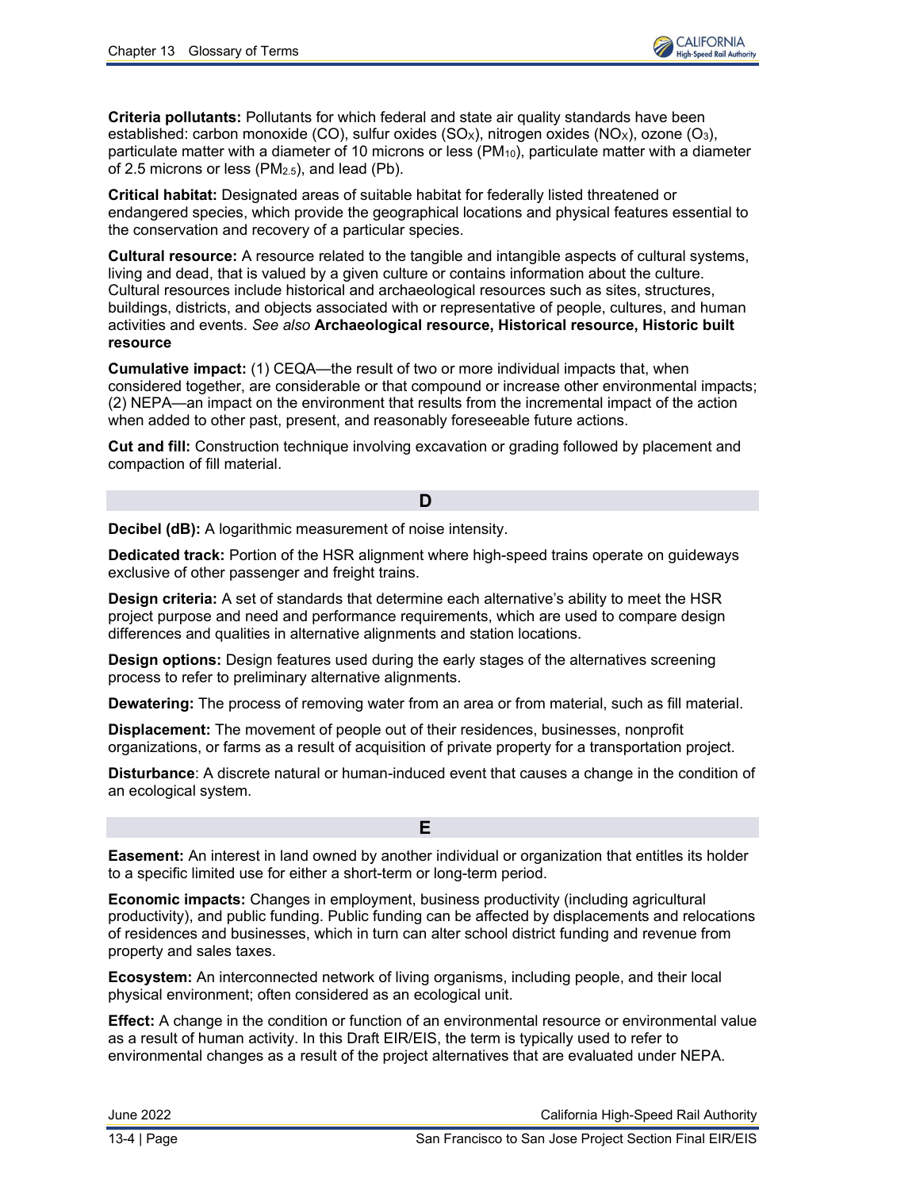**Criteria pollutants:** Pollutants for which federal and state air quality standards have been established: carbon monoxide (CO), sulfur oxides ($SO_X$), nitrogen oxides ($NO_X$), ozone ($O_3$), particulate matter with a diameter of 10 microns or less ($PM_{10}$), particulate matter with a diameter of 2.5 microns or less ($PM_{2.5}$), and lead (Pb).

**Critical habitat:** Designated areas of suitable habitat for federally listed threatened or endangered species, which provide the geographical locations and physical features essential to the conservation and recovery of a particular species.

**Cultural resource:** A resource related to the tangible and intangible aspects of cultural systems, living and dead, that is valued by a given culture or contains information about the culture. Cultural resources include historical and archaeological resources such as sites, structures, buildings, districts, and objects associated with or representative of people, cultures, and human activities and events. *See also* **Archaeological resource, Historical resource, Historic built resource**

**Cumulative impact:** (1) CEQA—the result of two or more individual impacts that, when considered together, are considerable or that compound or increase other environmental impacts; (2) NEPA—an impact on the environment that results from the incremental impact of the action when added to other past, present, and reasonably foreseeable future actions.

**Cut and fill:** Construction technique involving excavation or grading followed by placement and compaction of fill material.

## D

**Decibel (dB):** A logarithmic measurement of noise intensity.

**Dedicated track:** Portion of the HSR alignment where high-speed trains operate on guideways exclusive of other passenger and freight trains.

**Design criteria:** A set of standards that determine each alternative's ability to meet the HSR project purpose and need and performance requirements, which are used to compare design differences and qualities in alternative alignments and station locations.

**Design options:** Design features used during the early stages of the alternatives screening process to refer to preliminary alternative alignments.

**Dewatering:** The process of removing water from an area or from material, such as fill material.

**Displacement:** The movement of people out of their residences, businesses, nonprofit organizations, or farms as a result of acquisition of private property for a transportation project.

**Disturbance**: A discrete natural or human-induced event that causes a change in the condition of an ecological system.

## E

**Easement:** An interest in land owned by another individual or organization that entitles its holder to a specific limited use for either a short-term or long-term period.

**Economic impacts:** Changes in employment, business productivity (including agricultural productivity), and public funding. Public funding can be affected by displacements and relocations of residences and businesses, which in turn can alter school district funding and revenue from property and sales taxes.

**Ecosystem:** An interconnected network of living organisms, including people, and their local physical environment; often considered as an ecological unit.

**Effect:** A change in the condition or function of an environmental resource or environmental value as a result of human activity. In this Draft EIR/EIS, the term is typically used to refer to environmental changes as a result of the project alternatives that are evaluated under NEPA.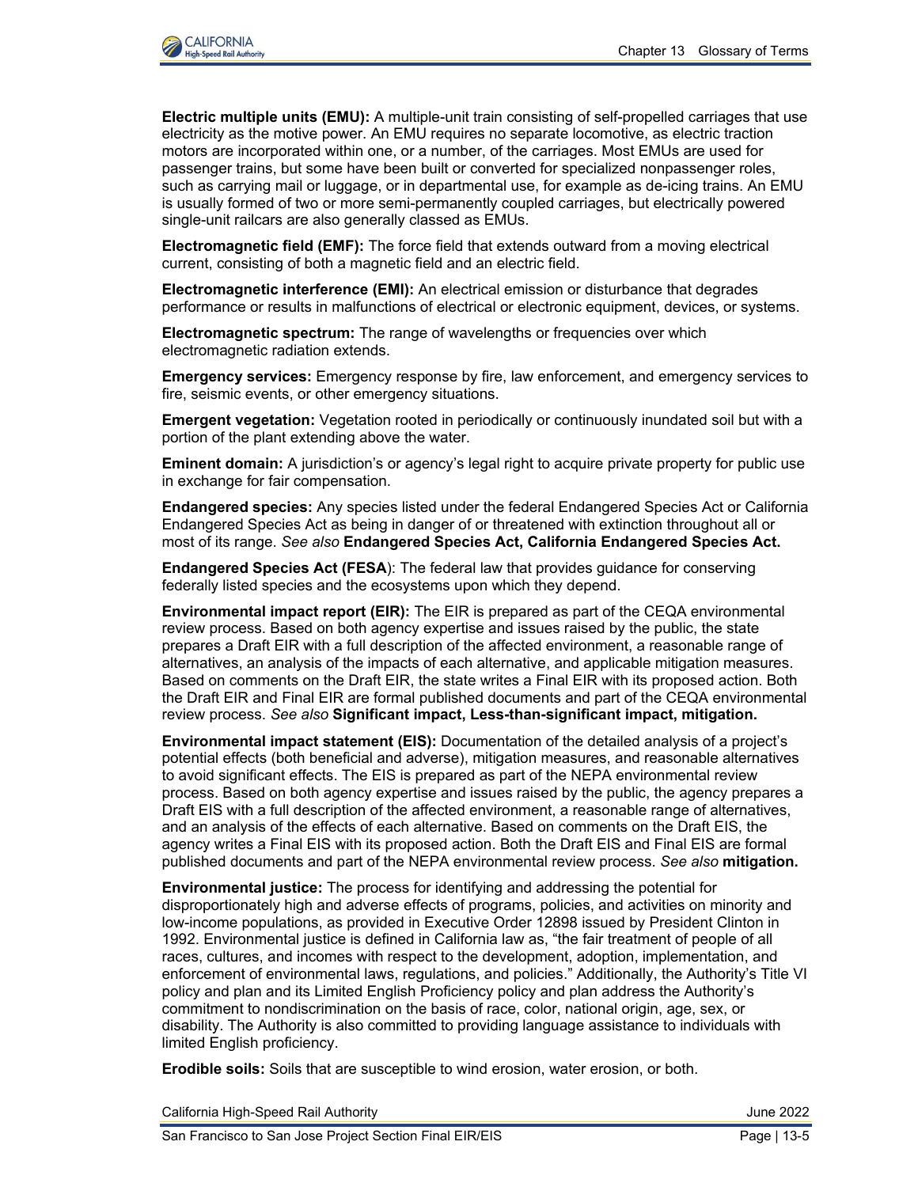**Electric multiple units (EMU):** A multiple-unit train consisting of self-propelled carriages that use electricity as the motive power. An EMU requires no separate locomotive, as electric traction motors are incorporated within one, or a number, of the carriages. Most EMUs are used for passenger trains, but some have been built or converted for specialized nonpassenger roles, such as carrying mail or luggage, or in departmental use, for example as de-icing trains. An EMU is usually formed of two or more semi-permanently coupled carriages, but electrically powered single-unit railcars are also generally classed as EMUs.

**Electromagnetic field (EMF):** The force field that extends outward from a moving electrical current, consisting of both a magnetic field and an electric field.

**Electromagnetic interference (EMI):** An electrical emission or disturbance that degrades performance or results in malfunctions of electrical or electronic equipment, devices, or systems.

**Electromagnetic spectrum:** The range of wavelengths or frequencies over which electromagnetic radiation extends.

**Emergency services:** Emergency response by fire, law enforcement, and emergency services to fire, seismic events, or other emergency situations.

**Emergent vegetation:** Vegetation rooted in periodically or continuously inundated soil but with a portion of the plant extending above the water.

**Eminent domain:** A jurisdiction's or agency's legal right to acquire private property for public use in exchange for fair compensation.

**Endangered species:** Any species listed under the federal Endangered Species Act or California Endangered Species Act as being in danger of or threatened with extinction throughout all or most of its range. *See also* **Endangered Species Act, California Endangered Species Act.**

**Endangered Species Act (FESA**): The federal law that provides guidance for conserving federally listed species and the ecosystems upon which they depend.

**Environmental impact report (EIR):** The EIR is prepared as part of the CEQA environmental review process. Based on both agency expertise and issues raised by the public, the state prepares a Draft EIR with a full description of the affected environment, a reasonable range of alternatives, an analysis of the impacts of each alternative, and applicable mitigation measures. Based on comments on the Draft EIR, the state writes a Final EIR with its proposed action. Both the Draft EIR and Final EIR are formal published documents and part of the CEQA environmental review process. *See also* **Significant impact, Less-than-significant impact, mitigation.**

**Environmental impact statement (EIS):** Documentation of the detailed analysis of a project's potential effects (both beneficial and adverse), mitigation measures, and reasonable alternatives to avoid significant effects. The EIS is prepared as part of the NEPA environmental review process. Based on both agency expertise and issues raised by the public, the agency prepares a Draft EIS with a full description of the affected environment, a reasonable range of alternatives, and an analysis of the effects of each alternative. Based on comments on the Draft EIS, the agency writes a Final EIS with its proposed action. Both the Draft EIS and Final EIS are formal published documents and part of the NEPA environmental review process. *See also* **mitigation.**

**Environmental justice:** The process for identifying and addressing the potential for disproportionately high and adverse effects of programs, policies, and activities on minority and low-income populations, as provided in Executive Order 12898 issued by President Clinton in 1992. Environmental justice is defined in California law as, "the fair treatment of people of all races, cultures, and incomes with respect to the development, adoption, implementation, and enforcement of environmental laws, regulations, and policies." Additionally, the Authority's Title VI policy and plan and its Limited English Proficiency policy and plan address the Authority's commitment to nondiscrimination on the basis of race, color, national origin, age, sex, or disability. The Authority is also committed to providing language assistance to individuals with limited English proficiency.

**Erodible soils:** Soils that are susceptible to wind erosion, water erosion, or both.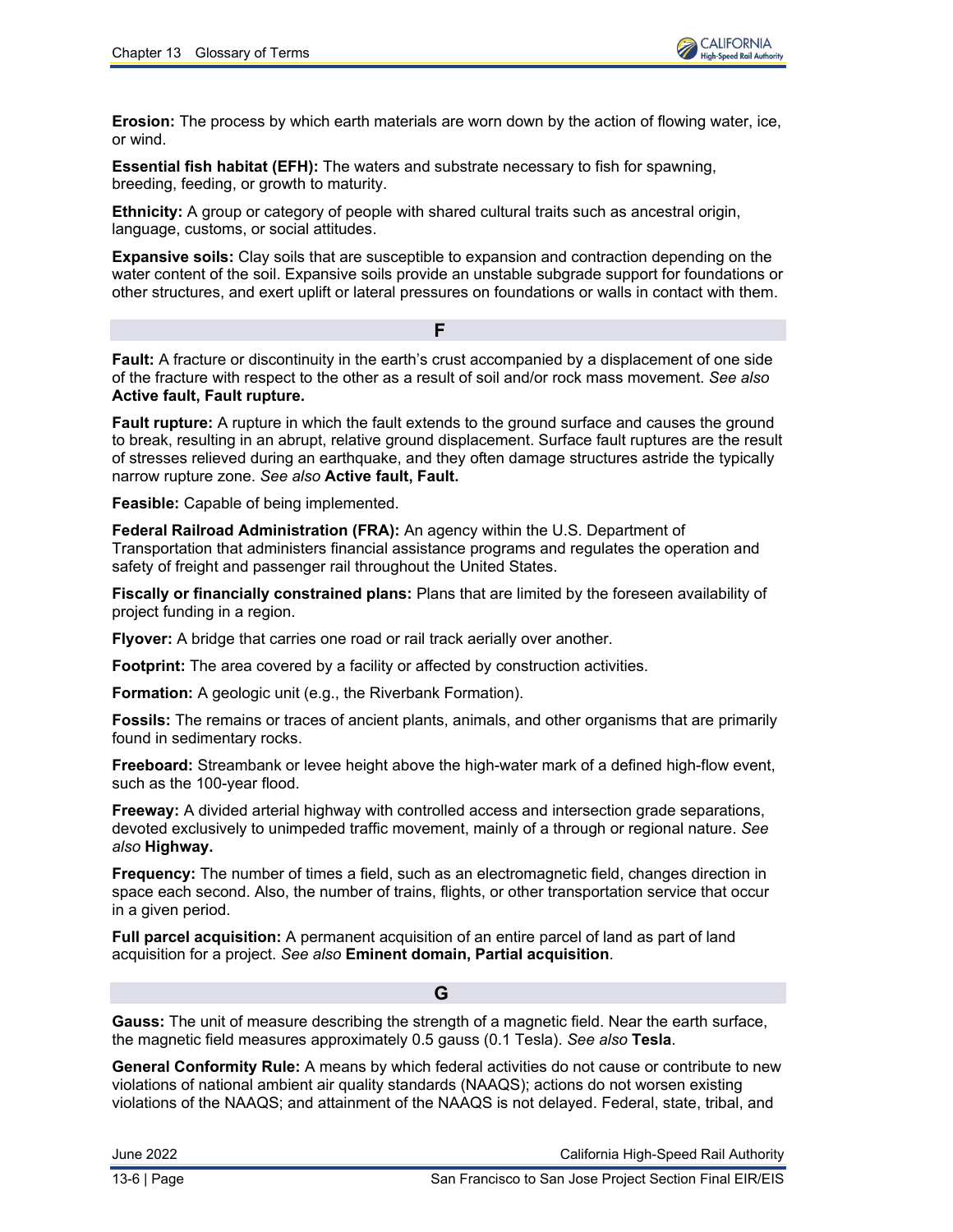**Erosion:** The process by which earth materials are worn down by the action of flowing water, ice, or wind.

**Essential fish habitat (EFH):** The waters and substrate necessary to fish for spawning, breeding, feeding, or growth to maturity.

**Ethnicity:** A group or category of people with shared cultural traits such as ancestral origin, language, customs, or social attitudes.

**Expansive soils:** Clay soils that are susceptible to expansion and contraction depending on the water content of the soil. Expansive soils provide an unstable subgrade support for foundations or other structures, and exert uplift or lateral pressures on foundations or walls in contact with them.

## F

**Fault:** A fracture or discontinuity in the earth's crust accompanied by a displacement of one side of the fracture with respect to the other as a result of soil and/or rock mass movement. *See also* **Active fault, Fault rupture.**

**Fault rupture:** A rupture in which the fault extends to the ground surface and causes the ground to break, resulting in an abrupt, relative ground displacement. Surface fault ruptures are the result of stresses relieved during an earthquake, and they often damage structures astride the typically narrow rupture zone. *See also* **Active fault, Fault.**

**Feasible:** Capable of being implemented.

**Federal Railroad Administration (FRA):** An agency within the U.S. Department of Transportation that administers financial assistance programs and regulates the operation and safety of freight and passenger rail throughout the United States.

**Fiscally or financially constrained plans:** Plans that are limited by the foreseen availability of project funding in a region.

**Flyover:** A bridge that carries one road or rail track aerially over another.

**Footprint:** The area covered by a facility or affected by construction activities.

**Formation:** A geologic unit (e.g., the Riverbank Formation).

**Fossils:** The remains or traces of ancient plants, animals, and other organisms that are primarily found in sedimentary rocks.

**Freeboard:** Streambank or levee height above the high-water mark of a defined high-flow event, such as the 100-year flood.

**Freeway:** A divided arterial highway with controlled access and intersection grade separations, devoted exclusively to unimpeded traffic movement, mainly of a through or regional nature. *See also* **Highway.**

**Frequency:** The number of times a field, such as an electromagnetic field, changes direction in space each second. Also, the number of trains, flights, or other transportation service that occur in a given period.

**Full parcel acquisition:** A permanent acquisition of an entire parcel of land as part of land acquisition for a project. *See also* **Eminent domain, Partial acquisition**.

## G

**Gauss:** The unit of measure describing the strength of a magnetic field. Near the earth surface, the magnetic field measures approximately 0.5 gauss (0.1 Tesla). *See also* **Tesla**.

**General Conformity Rule:** A means by which federal activities do not cause or contribute to new violations of national ambient air quality standards (NAAQS); actions do not worsen existing violations of the NAAQS; and attainment of the NAAQS is not delayed. Federal, state, tribal, and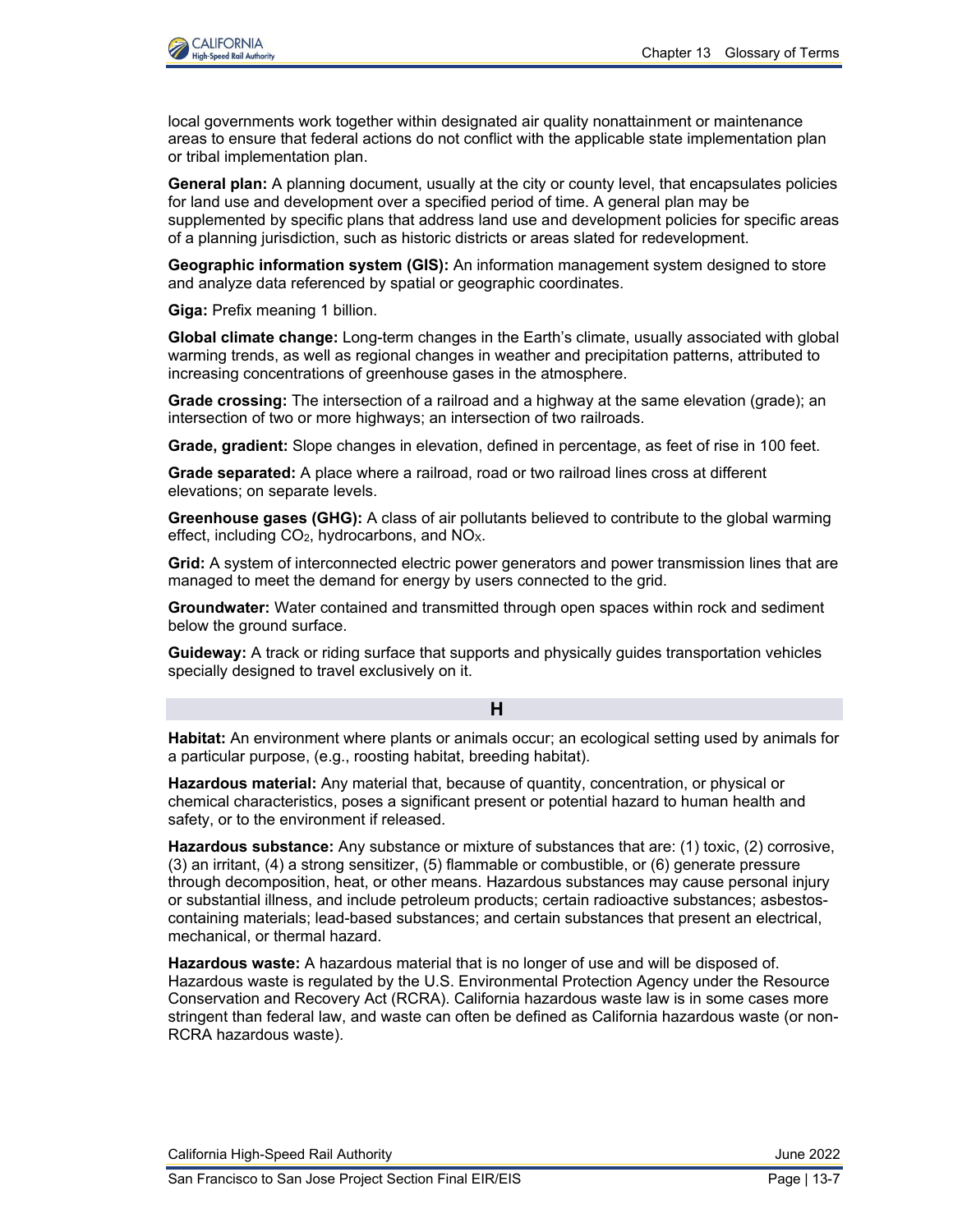local governments work together within designated air quality nonattainment or maintenance areas to ensure that federal actions do not conflict with the applicable state implementation plan or tribal implementation plan.

**General plan:** A planning document, usually at the city or county level, that encapsulates policies for land use and development over a specified period of time. A general plan may be supplemented by specific plans that address land use and development policies for specific areas of a planning jurisdiction, such as historic districts or areas slated for redevelopment.

**Geographic information system (GIS):** An information management system designed to store and analyze data referenced by spatial or geographic coordinates.

**Giga:** Prefix meaning 1 billion.

**Global climate change:** Long-term changes in the Earth's climate, usually associated with global warming trends, as well as regional changes in weather and precipitation patterns, attributed to increasing concentrations of greenhouse gases in the atmosphere.

**Grade crossing:** The intersection of a railroad and a highway at the same elevation (grade); an intersection of two or more highways; an intersection of two railroads.

**Grade, gradient:** Slope changes in elevation, defined in percentage, as feet of rise in 100 feet.

**Grade separated:** A place where a railroad, road or two railroad lines cross at different elevations; on separate levels.

**Greenhouse gases (GHG):** A class of air pollutants believed to contribute to the global warming effect, including $CO_2$, hydrocarbons, and $NO_X$.

**Grid:** A system of interconnected electric power generators and power transmission lines that are managed to meet the demand for energy by users connected to the grid.

**Groundwater:** Water contained and transmitted through open spaces within rock and sediment below the ground surface.

**Guideway:** A track or riding surface that supports and physically guides transportation vehicles specially designed to travel exclusively on it.

## H

**Habitat:** An environment where plants or animals occur; an ecological setting used by animals for a particular purpose, (e.g., roosting habitat, breeding habitat).

**Hazardous material:** Any material that, because of quantity, concentration, or physical or chemical characteristics, poses a significant present or potential hazard to human health and safety, or to the environment if released.

**Hazardous substance:** Any substance or mixture of substances that are: (1) toxic, (2) corrosive, (3) an irritant, (4) a strong sensitizer, (5) flammable or combustible, or (6) generate pressure through decomposition, heat, or other means. Hazardous substances may cause personal injury or substantial illness, and include petroleum products; certain radioactive substances; asbestos-containing materials; lead-based substances; and certain substances that present an electrical, mechanical, or thermal hazard.

**Hazardous waste:** A hazardous material that is no longer of use and will be disposed of. Hazardous waste is regulated by the U.S. Environmental Protection Agency under the Resource Conservation and Recovery Act (RCRA). California hazardous waste law is in some cases more stringent than federal law, and waste can often be defined as California hazardous waste (or non-RCRA hazardous waste).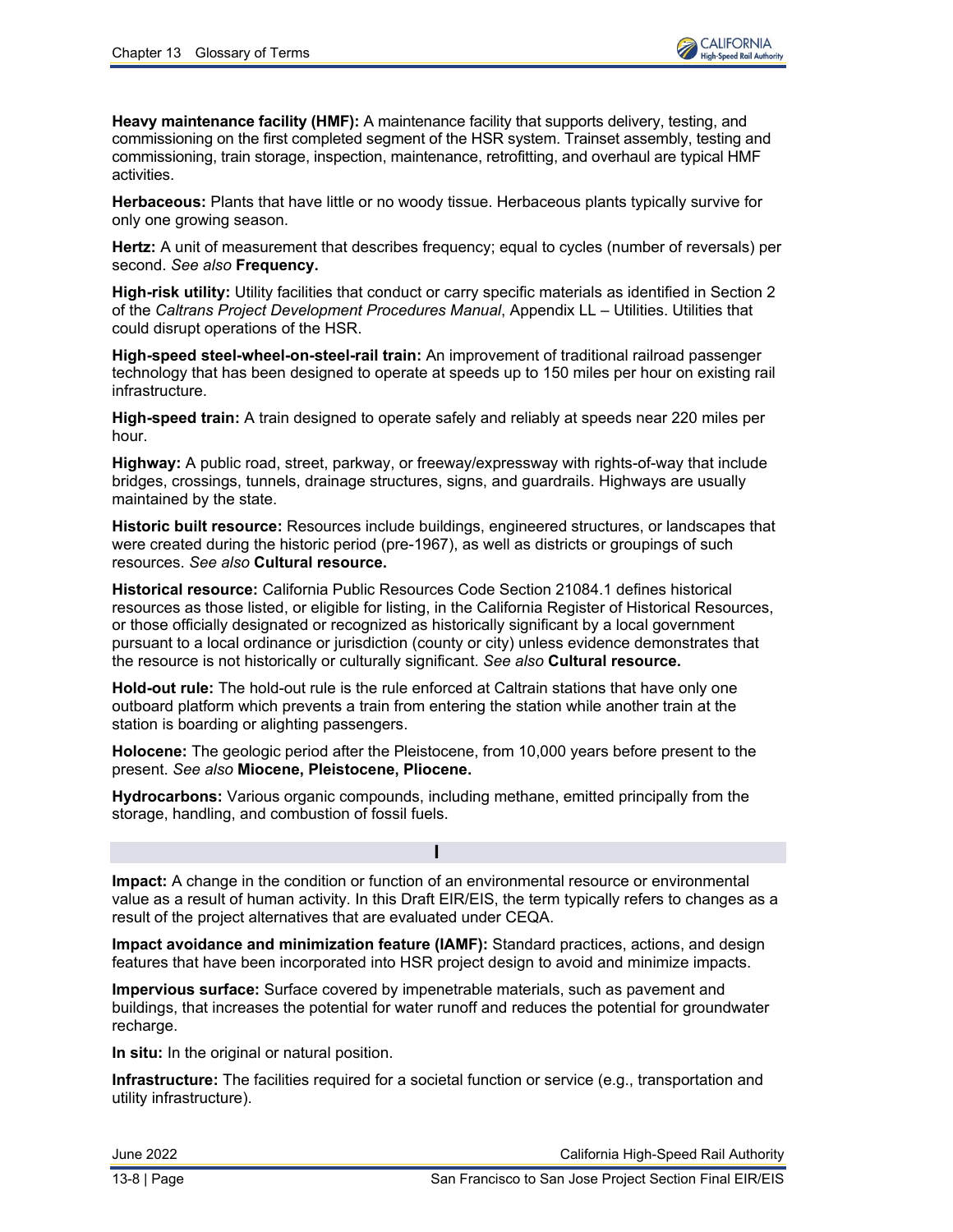**Heavy maintenance facility (HMF):** A maintenance facility that supports delivery, testing, and commissioning on the first completed segment of the HSR system. Trainset assembly, testing and commissioning, train storage, inspection, maintenance, retrofitting, and overhaul are typical HMF activities.

**Herbaceous:** Plants that have little or no woody tissue. Herbaceous plants typically survive for only one growing season.

**Hertz:** A unit of measurement that describes frequency; equal to cycles (number of reversals) per second. *See also* **Frequency.**

**High-risk utility:** Utility facilities that conduct or carry specific materials as identified in Section 2 of the *Caltrans Project Development Procedures Manual*, Appendix LL – Utilities. Utilities that could disrupt operations of the HSR.

**High-speed steel-wheel-on-steel-rail train:** An improvement of traditional railroad passenger technology that has been designed to operate at speeds up to 150 miles per hour on existing rail infrastructure.

**High-speed train:** A train designed to operate safely and reliably at speeds near 220 miles per hour.

**Highway:** A public road, street, parkway, or freeway/expressway with rights-of-way that include bridges, crossings, tunnels, drainage structures, signs, and guardrails. Highways are usually maintained by the state.

**Historic built resource:** Resources include buildings, engineered structures, or landscapes that were created during the historic period (pre-1967), as well as districts or groupings of such resources. *See also* **Cultural resource.**

**Historical resource:** California Public Resources Code Section 21084.1 defines historical resources as those listed, or eligible for listing, in the California Register of Historical Resources, or those officially designated or recognized as historically significant by a local government pursuant to a local ordinance or jurisdiction (county or city) unless evidence demonstrates that the resource is not historically or culturally significant. *See also* **Cultural resource.**

**Hold-out rule:** The hold-out rule is the rule enforced at Caltrain stations that have only one outboard platform which prevents a train from entering the station while another train at the station is boarding or alighting passengers.

**Holocene:** The geologic period after the Pleistocene, from 10,000 years before present to the present. *See also* **Miocene, Pleistocene, Pliocene.**

**Hydrocarbons:** Various organic compounds, including methane, emitted principally from the storage, handling, and combustion of fossil fuels.

## I

**Impact:** A change in the condition or function of an environmental resource or environmental value as a result of human activity. In this Draft EIR/EIS, the term typically refers to changes as a result of the project alternatives that are evaluated under CEQA.

**Impact avoidance and minimization feature (IAMF):** Standard practices, actions, and design features that have been incorporated into HSR project design to avoid and minimize impacts.

**Impervious surface:** Surface covered by impenetrable materials, such as pavement and buildings, that increases the potential for water runoff and reduces the potential for groundwater recharge.

**In situ:** In the original or natural position.

**Infrastructure:** The facilities required for a societal function or service (e.g., transportation and utility infrastructure).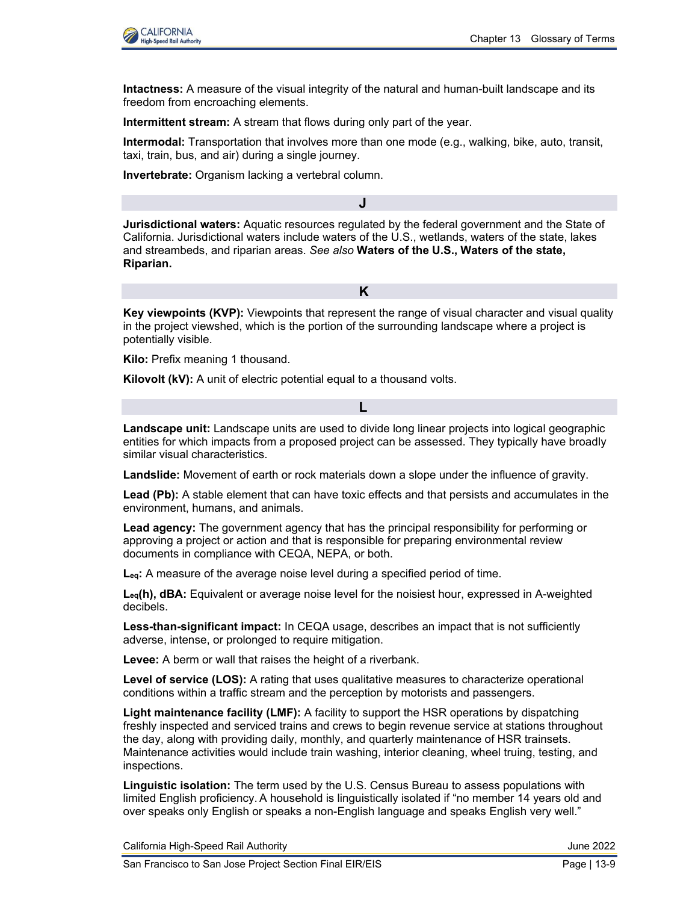**Intactness:** A measure of the visual integrity of the natural and human-built landscape and its freedom from encroaching elements.

**Intermittent stream:** A stream that flows during only part of the year.

**Intermodal:** Transportation that involves more than one mode (e.g., walking, bike, auto, transit, taxi, train, bus, and air) during a single journey.

**Invertebrate:** Organism lacking a vertebral column.

## J

**Jurisdictional waters:** Aquatic resources regulated by the federal government and the State of California. Jurisdictional waters include waters of the U.S., wetlands, waters of the state, lakes and streambeds, and riparian areas. *See also* **Waters of the U.S., Waters of the state, Riparian.**

## K

**Key viewpoints (KVP):** Viewpoints that represent the range of visual character and visual quality in the project viewshed, which is the portion of the surrounding landscape where a project is potentially visible.

**Kilo:** Prefix meaning 1 thousand.

**Kilovolt (kV):** A unit of electric potential equal to a thousand volts.

## L

**Landscape unit:** Landscape units are used to divide long linear projects into logical geographic entities for which impacts from a proposed project can be assessed. They typically have broadly similar visual characteristics.

**Landslide:** Movement of earth or rock materials down a slope under the influence of gravity.

**Lead (Pb):** A stable element that can have toxic effects and that persists and accumulates in the environment, humans, and animals.

**Lead agency:** The government agency that has the principal responsibility for performing or approving a project or action and that is responsible for preparing environmental review documents in compliance with CEQA, NEPA, or both.

**$L_{eq}$:** A measure of the average noise level during a specified period of time.

**$L_{eq}$(h), dBA:** Equivalent or average noise level for the noisiest hour, expressed in A-weighted decibels.

**Less-than-significant impact:** In CEQA usage, describes an impact that is not sufficiently adverse, intense, or prolonged to require mitigation.

**Levee:** A berm or wall that raises the height of a riverbank.

**Level of service (LOS):** A rating that uses qualitative measures to characterize operational conditions within a traffic stream and the perception by motorists and passengers.

**Light maintenance facility (LMF):** A facility to support the HSR operations by dispatching freshly inspected and serviced trains and crews to begin revenue service at stations throughout the day, along with providing daily, monthly, and quarterly maintenance of HSR trainsets. Maintenance activities would include train washing, interior cleaning, wheel truing, testing, and inspections.

**Linguistic isolation:** The term used by the U.S. Census Bureau to assess populations with limited English proficiency. A household is linguistically isolated if "no member 14 years old and over speaks only English or speaks a non-English language and speaks English very well."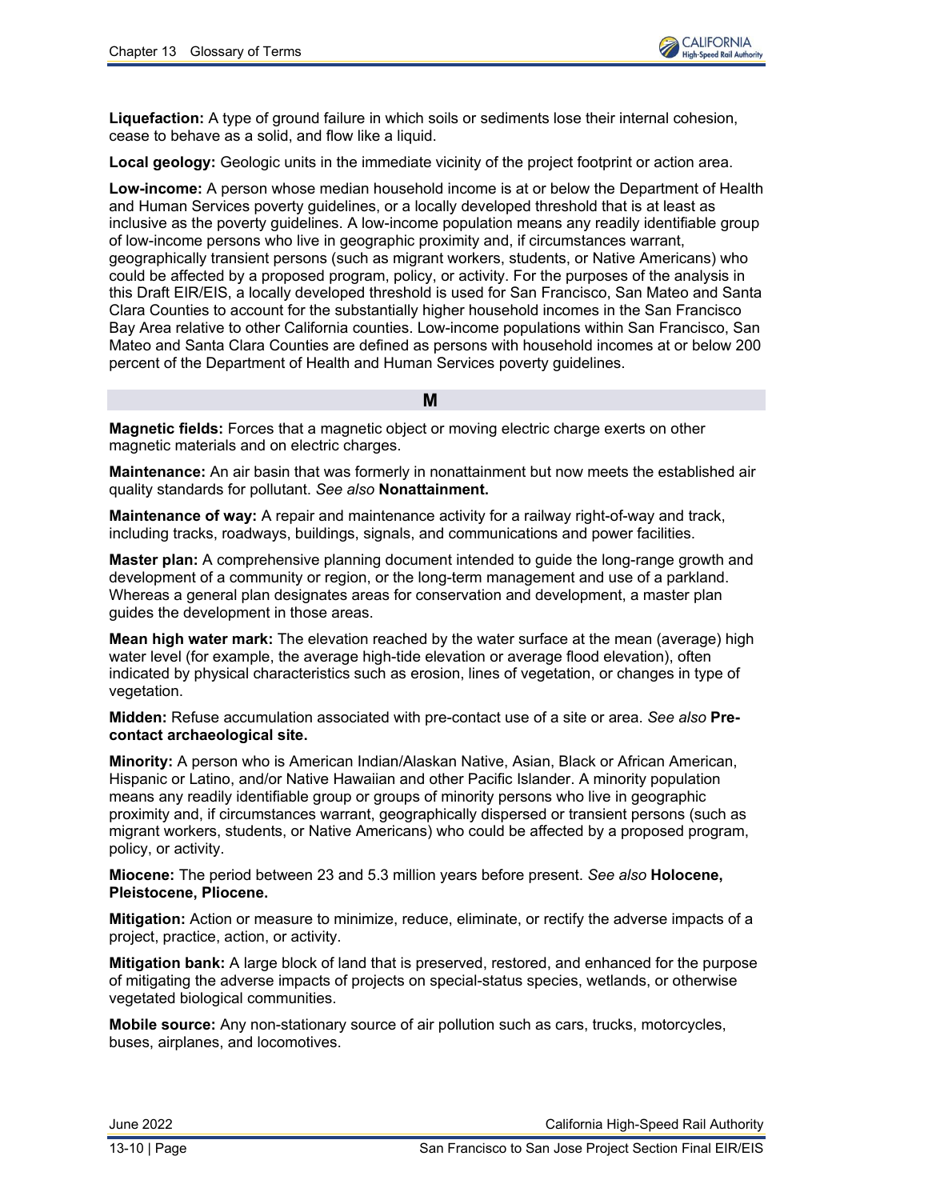**Liquefaction:** A type of ground failure in which soils or sediments lose their internal cohesion, cease to behave as a solid, and flow like a liquid.

**Local geology:** Geologic units in the immediate vicinity of the project footprint or action area.

**Low-income:** A person whose median household income is at or below the Department of Health and Human Services poverty guidelines, or a locally developed threshold that is at least as inclusive as the poverty guidelines. A low-income population means any readily identifiable group of low-income persons who live in geographic proximity and, if circumstances warrant, geographically transient persons (such as migrant workers, students, or Native Americans) who could be affected by a proposed program, policy, or activity. For the purposes of the analysis in this Draft EIR/EIS, a locally developed threshold is used for San Francisco, San Mateo and Santa Clara Counties to account for the substantially higher household incomes in the San Francisco Bay Area relative to other California counties. Low-income populations within San Francisco, San Mateo and Santa Clara Counties are defined as persons with household incomes at or below 200 percent of the Department of Health and Human Services poverty guidelines.

## M

**Magnetic fields:** Forces that a magnetic object or moving electric charge exerts on other magnetic materials and on electric charges.

**Maintenance:** An air basin that was formerly in nonattainment but now meets the established air quality standards for pollutant. *See also* **Nonattainment.**

**Maintenance of way:** A repair and maintenance activity for a railway right-of-way and track, including tracks, roadways, buildings, signals, and communications and power facilities.

**Master plan:** A comprehensive planning document intended to guide the long-range growth and development of a community or region, or the long-term management and use of a parkland. Whereas a general plan designates areas for conservation and development, a master plan guides the development in those areas.

**Mean high water mark:** The elevation reached by the water surface at the mean (average) high water level (for example, the average high-tide elevation or average flood elevation), often indicated by physical characteristics such as erosion, lines of vegetation, or changes in type of vegetation.

**Midden:** Refuse accumulation associated with pre-contact use of a site or area. *See also* **Pre-contact archaeological site.**

**Minority:** A person who is American Indian/Alaskan Native, Asian, Black or African American, Hispanic or Latino, and/or Native Hawaiian and other Pacific Islander. A minority population means any readily identifiable group or groups of minority persons who live in geographic proximity and, if circumstances warrant, geographically dispersed or transient persons (such as migrant workers, students, or Native Americans) who could be affected by a proposed program, policy, or activity.

**Miocene:** The period between 23 and 5.3 million years before present. *See also* **Holocene, Pleistocene, Pliocene.**

**Mitigation:** Action or measure to minimize, reduce, eliminate, or rectify the adverse impacts of a project, practice, action, or activity.

**Mitigation bank:** A large block of land that is preserved, restored, and enhanced for the purpose of mitigating the adverse impacts of projects on special-status species, wetlands, or otherwise vegetated biological communities.

**Mobile source:** Any non-stationary source of air pollution such as cars, trucks, motorcycles, buses, airplanes, and locomotives.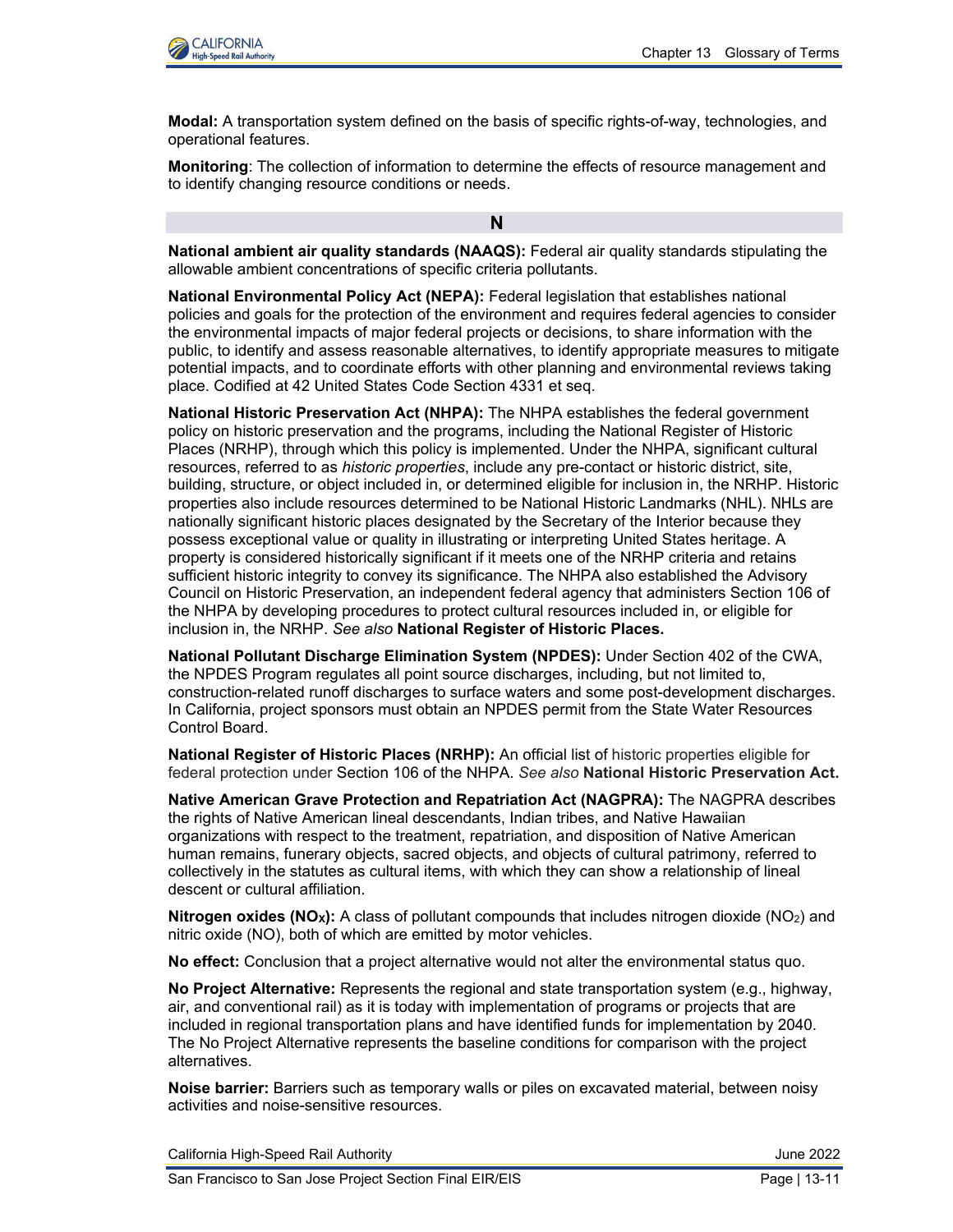**Modal:** A transportation system defined on the basis of specific rights-of-way, technologies, and operational features.

**Monitoring**: The collection of information to determine the effects of resource management and to identify changing resource conditions or needs.

## N

**National ambient air quality standards (NAAQS):** Federal air quality standards stipulating the allowable ambient concentrations of specific criteria pollutants.

**National Environmental Policy Act (NEPA):** Federal legislation that establishes national policies and goals for the protection of the environment and requires federal agencies to consider the environmental impacts of major federal projects or decisions, to share information with the public, to identify and assess reasonable alternatives, to identify appropriate measures to mitigate potential impacts, and to coordinate efforts with other planning and environmental reviews taking place. Codified at 42 United States Code Section 4331 et seq.

**National Historic Preservation Act (NHPA):** The NHPA establishes the federal government policy on historic preservation and the programs, including the National Register of Historic Places (NRHP), through which this policy is implemented. Under the NHPA, significant cultural resources, referred to as *historic properties*, include any pre-contact or historic district, site, building, structure, or object included in, or determined eligible for inclusion in, the NRHP. Historic properties also include resources determined to be National Historic Landmarks (NHL). NHLs are nationally significant historic places designated by the Secretary of the Interior because they possess exceptional value or quality in illustrating or interpreting United States heritage. A property is considered historically significant if it meets one of the NRHP criteria and retains sufficient historic integrity to convey its significance. The NHPA also established the Advisory Council on Historic Preservation, an independent federal agency that administers Section 106 of the NHPA by developing procedures to protect cultural resources included in, or eligible for inclusion in, the NRHP. *See also* **National Register of Historic Places.**

**National Pollutant Discharge Elimination System (NPDES):** Under Section 402 of the CWA, the NPDES Program regulates all point source discharges, including, but not limited to, construction-related runoff discharges to surface waters and some post-development discharges. In California, project sponsors must obtain an NPDES permit from the State Water Resources Control Board.

**National Register of Historic Places (NRHP):** An official list of historic properties eligible for federal protection under Section 106 of the NHPA. *See also* **National Historic Preservation Act.**

**Native American Grave Protection and Repatriation Act (NAGPRA):** The NAGPRA describes the rights of Native American lineal descendants, Indian tribes, and Native Hawaiian organizations with respect to the treatment, repatriation, and disposition of Native American human remains, funerary objects, sacred objects, and objects of cultural patrimony, referred to collectively in the statutes as cultural items, with which they can show a relationship of lineal descent or cultural affiliation.

**Nitrogen oxides ($NO_X$):** A class of pollutant compounds that includes nitrogen dioxide ($NO_2$) and nitric oxide (NO), both of which are emitted by motor vehicles.

**No effect:** Conclusion that a project alternative would not alter the environmental status quo.

**No Project Alternative:** Represents the regional and state transportation system (e.g., highway, air, and conventional rail) as it is today with implementation of programs or projects that are included in regional transportation plans and have identified funds for implementation by 2040. The No Project Alternative represents the baseline conditions for comparison with the project alternatives.

**Noise barrier:** Barriers such as temporary walls or piles on excavated material, between noisy activities and noise-sensitive resources.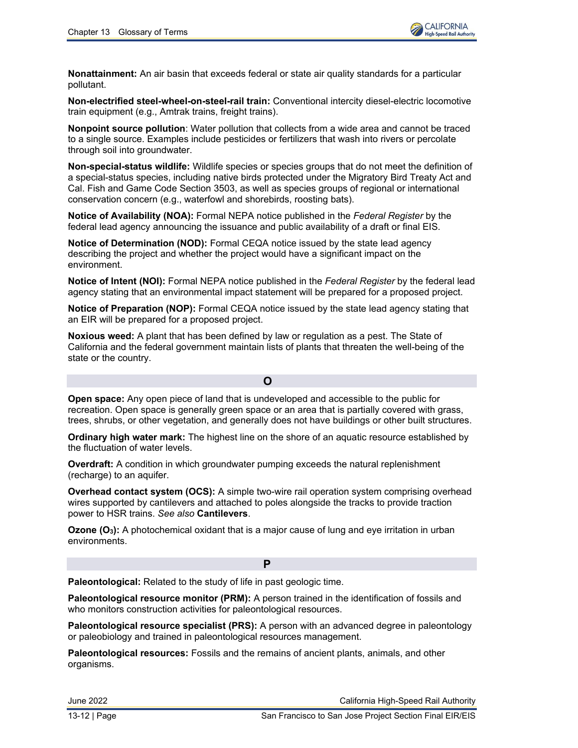**Nonattainment:** An air basin that exceeds federal or state air quality standards for a particular pollutant.

**Non-electrified steel-wheel-on-steel-rail train:** Conventional intercity diesel-electric locomotive train equipment (e.g., Amtrak trains, freight trains).

**Nonpoint source pollution**: Water pollution that collects from a wide area and cannot be traced to a single source. Examples include pesticides or fertilizers that wash into rivers or percolate through soil into groundwater.

**Non-special-status wildlife:** Wildlife species or species groups that do not meet the definition of a special-status species, including native birds protected under the Migratory Bird Treaty Act and Cal. Fish and Game Code Section 3503, as well as species groups of regional or international conservation concern (e.g., waterfowl and shorebirds, roosting bats).

**Notice of Availability (NOA):** Formal NEPA notice published in the *Federal Register* by the federal lead agency announcing the issuance and public availability of a draft or final EIS.

**Notice of Determination (NOD):** Formal CEQA notice issued by the state lead agency describing the project and whether the project would have a significant impact on the environment.

**Notice of Intent (NOI):** Formal NEPA notice published in the *Federal Register* by the federal lead agency stating that an environmental impact statement will be prepared for a proposed project.

**Notice of Preparation (NOP):** Formal CEQA notice issued by the state lead agency stating that an EIR will be prepared for a proposed project.

**Noxious weed:** A plant that has been defined by law or regulation as a pest. The State of California and the federal government maintain lists of plants that threaten the well-being of the state or the country.

## O

**Open space:** Any open piece of land that is undeveloped and accessible to the public for recreation. Open space is generally green space or an area that is partially covered with grass, trees, shrubs, or other vegetation, and generally does not have buildings or other built structures.

**Ordinary high water mark:** The highest line on the shore of an aquatic resource established by the fluctuation of water levels.

**Overdraft:** A condition in which groundwater pumping exceeds the natural replenishment (recharge) to an aquifer.

**Overhead contact system (OCS):** A simple two-wire rail operation system comprising overhead wires supported by cantilevers and attached to poles alongside the tracks to provide traction power to HSR trains. *See also* **Cantilevers**.

**Ozone ($O_3$):** A photochemical oxidant that is a major cause of lung and eye irritation in urban environments.

## P

**Paleontological:** Related to the study of life in past geologic time.

**Paleontological resource monitor (PRM):** A person trained in the identification of fossils and who monitors construction activities for paleontological resources.

**Paleontological resource specialist (PRS):** A person with an advanced degree in paleontology or paleobiology and trained in paleontological resources management.

**Paleontological resources:** Fossils and the remains of ancient plants, animals, and other organisms.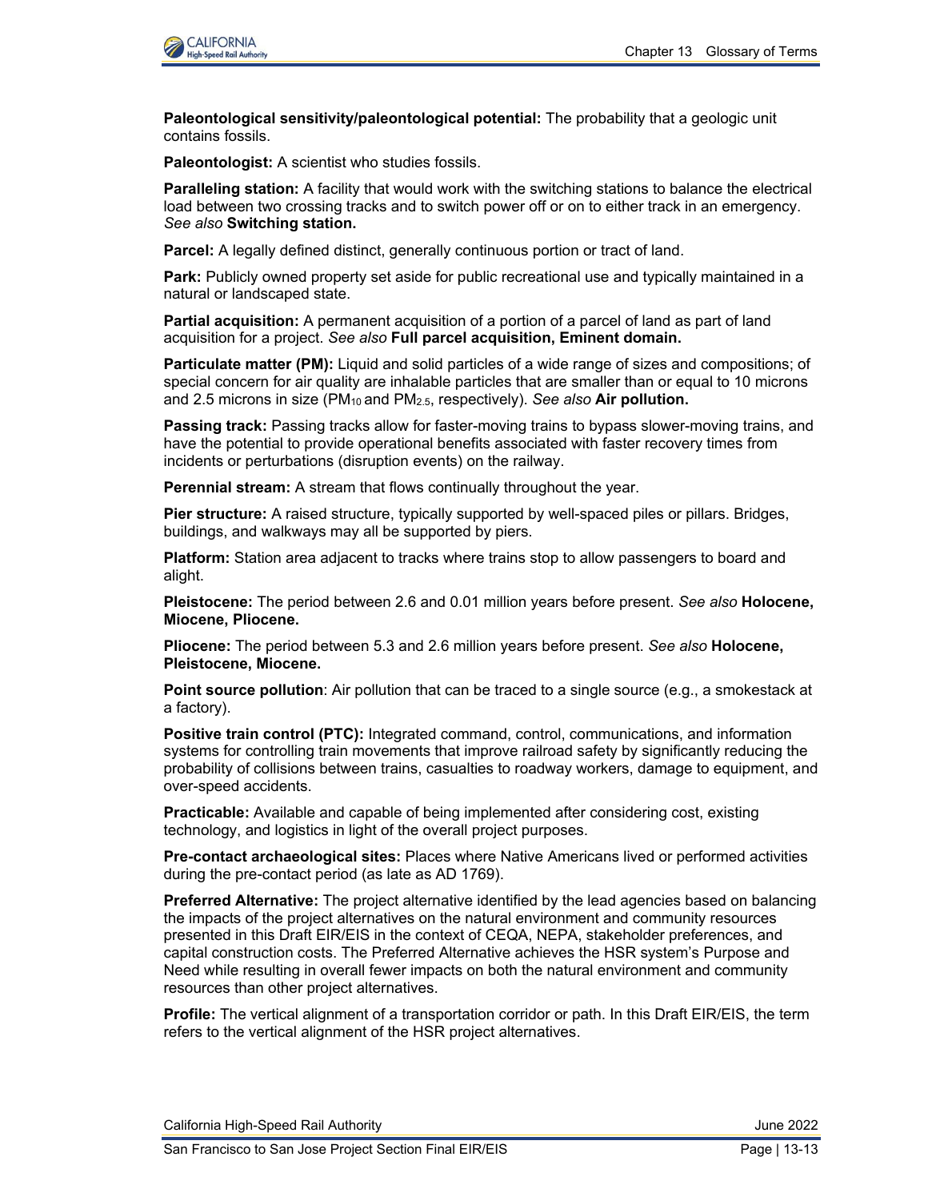**Paleontological sensitivity/paleontological potential:** The probability that a geologic unit contains fossils.

**Paleontologist:** A scientist who studies fossils.

**Paralleling station:** A facility that would work with the switching stations to balance the electrical load between two crossing tracks and to switch power off or on to either track in an emergency. *See also* **Switching station.**

**Parcel:** A legally defined distinct, generally continuous portion or tract of land.

**Park:** Publicly owned property set aside for public recreational use and typically maintained in a natural or landscaped state.

**Partial acquisition:** A permanent acquisition of a portion of a parcel of land as part of land acquisition for a project. *See also* **Full parcel acquisition, Eminent domain.**

**Particulate matter (PM):** Liquid and solid particles of a wide range of sizes and compositions; of special concern for air quality are inhalable particles that are smaller than or equal to 10 microns and 2.5 microns in size ($PM_{10}$ and $PM_{2.5}$, respectively). *See also* **Air pollution.**

**Passing track:** Passing tracks allow for faster-moving trains to bypass slower-moving trains, and have the potential to provide operational benefits associated with faster recovery times from incidents or perturbations (disruption events) on the railway.

**Perennial stream:** A stream that flows continually throughout the year.

**Pier structure:** A raised structure, typically supported by well-spaced piles or pillars. Bridges, buildings, and walkways may all be supported by piers.

**Platform:** Station area adjacent to tracks where trains stop to allow passengers to board and alight.

**Pleistocene:** The period between 2.6 and 0.01 million years before present. *See also* **Holocene, Miocene, Pliocene.**

**Pliocene:** The period between 5.3 and 2.6 million years before present. *See also* **Holocene, Pleistocene, Miocene.**

**Point source pollution**: Air pollution that can be traced to a single source (e.g., a smokestack at a factory).

**Positive train control (PTC):** Integrated command, control, communications, and information systems for controlling train movements that improve railroad safety by significantly reducing the probability of collisions between trains, casualties to roadway workers, damage to equipment, and over-speed accidents.

**Practicable:** Available and capable of being implemented after considering cost, existing technology, and logistics in light of the overall project purposes.

**Pre-contact archaeological sites:** Places where Native Americans lived or performed activities during the pre-contact period (as late as AD 1769).

**Preferred Alternative:** The project alternative identified by the lead agencies based on balancing the impacts of the project alternatives on the natural environment and community resources presented in this Draft EIR/EIS in the context of CEQA, NEPA, stakeholder preferences, and capital construction costs. The Preferred Alternative achieves the HSR system's Purpose and Need while resulting in overall fewer impacts on both the natural environment and community resources than other project alternatives.

**Profile:** The vertical alignment of a transportation corridor or path. In this Draft EIR/EIS, the term refers to the vertical alignment of the HSR project alternatives.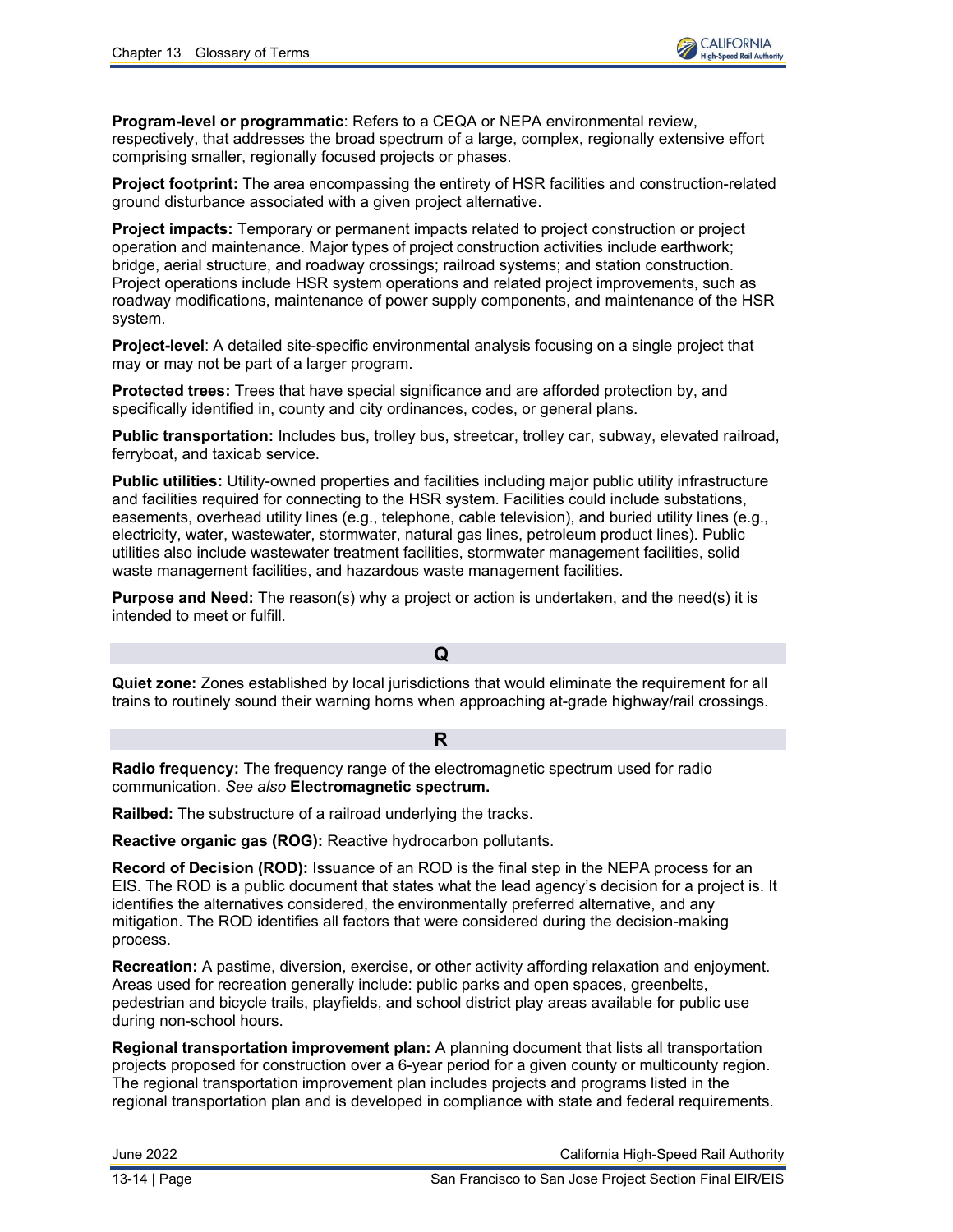**Program-level or programmatic**: Refers to a CEQA or NEPA environmental review, respectively, that addresses the broad spectrum of a large, complex, regionally extensive effort comprising smaller, regionally focused projects or phases.

**Project footprint:** The area encompassing the entirety of HSR facilities and construction-related ground disturbance associated with a given project alternative.

**Project impacts:** Temporary or permanent impacts related to project construction or project operation and maintenance. Major types of project construction activities include earthwork; bridge, aerial structure, and roadway crossings; railroad systems; and station construction. Project operations include HSR system operations and related project improvements, such as roadway modifications, maintenance of power supply components, and maintenance of the HSR system.

**Project-level**: A detailed site-specific environmental analysis focusing on a single project that may or may not be part of a larger program.

**Protected trees:** Trees that have special significance and are afforded protection by, and specifically identified in, county and city ordinances, codes, or general plans.

**Public transportation:** Includes bus, trolley bus, streetcar, trolley car, subway, elevated railroad, ferryboat, and taxicab service.

**Public utilities:** Utility-owned properties and facilities including major public utility infrastructure and facilities required for connecting to the HSR system. Facilities could include substations, easements, overhead utility lines (e.g., telephone, cable television), and buried utility lines (e.g., electricity, water, wastewater, stormwater, natural gas lines, petroleum product lines). Public utilities also include wastewater treatment facilities, stormwater management facilities, solid waste management facilities, and hazardous waste management facilities.

**Purpose and Need:** The reason(s) why a project or action is undertaken, and the need(s) it is intended to meet or fulfill.

## Q

**Quiet zone:** Zones established by local jurisdictions that would eliminate the requirement for all trains to routinely sound their warning horns when approaching at-grade highway/rail crossings.

## R

**Radio frequency:** The frequency range of the electromagnetic spectrum used for radio communication. *See also* **Electromagnetic spectrum.**

**Railbed:** The substructure of a railroad underlying the tracks.

**Reactive organic gas (ROG):** Reactive hydrocarbon pollutants.

**Record of Decision (ROD):** Issuance of an ROD is the final step in the NEPA process for an EIS. The ROD is a public document that states what the lead agency's decision for a project is. It identifies the alternatives considered, the environmentally preferred alternative, and any mitigation. The ROD identifies all factors that were considered during the decision-making process.

**Recreation:** A pastime, diversion, exercise, or other activity affording relaxation and enjoyment. Areas used for recreation generally include: public parks and open spaces, greenbelts, pedestrian and bicycle trails, playfields, and school district play areas available for public use during non-school hours.

**Regional transportation improvement plan:** A planning document that lists all transportation projects proposed for construction over a 6-year period for a given county or multicounty region. The regional transportation improvement plan includes projects and programs listed in the regional transportation plan and is developed in compliance with state and federal requirements.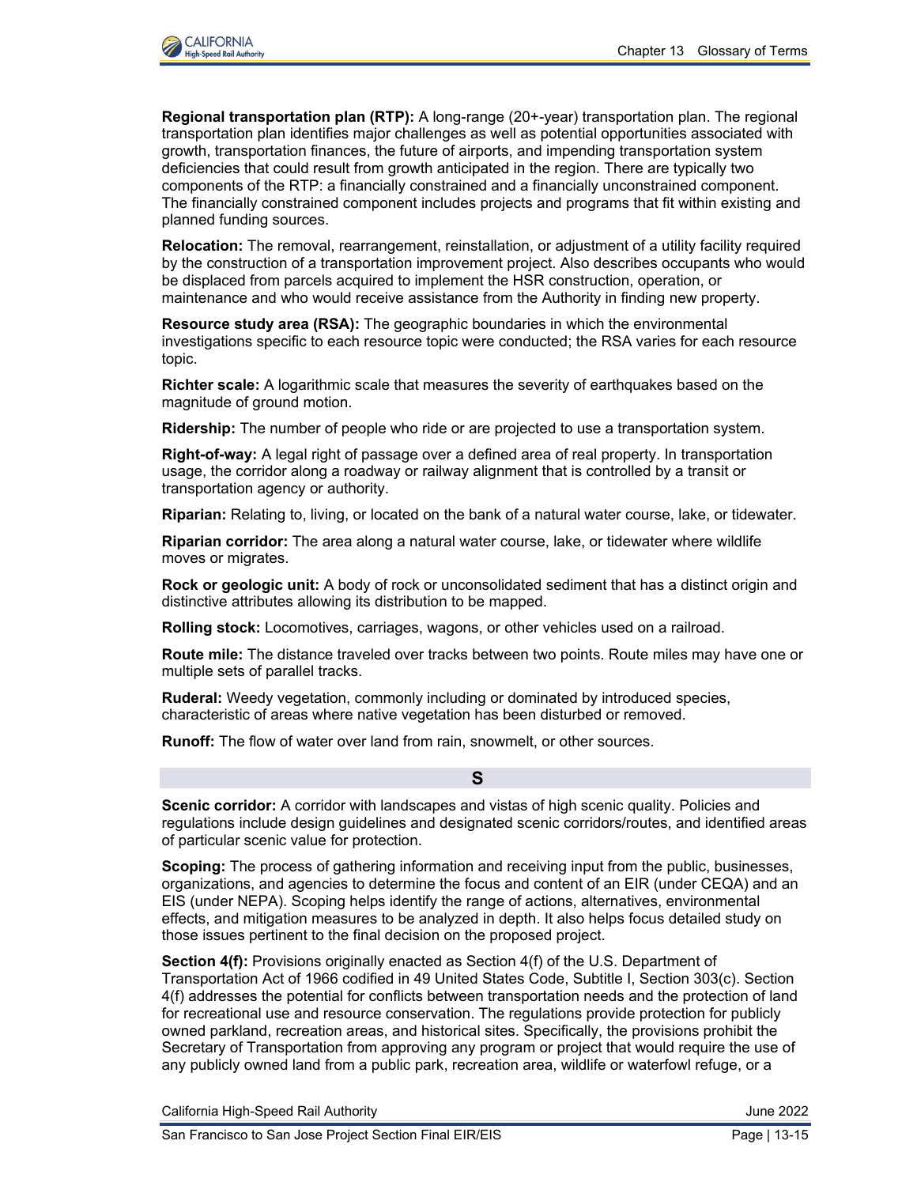**Regional transportation plan (RTP):** A long-range (20+-year) transportation plan. The regional transportation plan identifies major challenges as well as potential opportunities associated with growth, transportation finances, the future of airports, and impending transportation system deficiencies that could result from growth anticipated in the region. There are typically two components of the RTP: a financially constrained and a financially unconstrained component. The financially constrained component includes projects and programs that fit within existing and planned funding sources.

**Relocation:** The removal, rearrangement, reinstallation, or adjustment of a utility facility required by the construction of a transportation improvement project. Also describes occupants who would be displaced from parcels acquired to implement the HSR construction, operation, or maintenance and who would receive assistance from the Authority in finding new property.

**Resource study area (RSA):** The geographic boundaries in which the environmental investigations specific to each resource topic were conducted; the RSA varies for each resource topic.

**Richter scale:** A logarithmic scale that measures the severity of earthquakes based on the magnitude of ground motion.

**Ridership:** The number of people who ride or are projected to use a transportation system.

**Right-of-way:** A legal right of passage over a defined area of real property. In transportation usage, the corridor along a roadway or railway alignment that is controlled by a transit or transportation agency or authority.

**Riparian:** Relating to, living, or located on the bank of a natural water course, lake, or tidewater.

**Riparian corridor:** The area along a natural water course, lake, or tidewater where wildlife moves or migrates.

**Rock or geologic unit:** A body of rock or unconsolidated sediment that has a distinct origin and distinctive attributes allowing its distribution to be mapped.

**Rolling stock:** Locomotives, carriages, wagons, or other vehicles used on a railroad.

**Route mile:** The distance traveled over tracks between two points. Route miles may have one or multiple sets of parallel tracks.

**Ruderal:** Weedy vegetation, commonly including or dominated by introduced species, characteristic of areas where native vegetation has been disturbed or removed.

**Runoff:** The flow of water over land from rain, snowmelt, or other sources.

## S

**Scenic corridor:** A corridor with landscapes and vistas of high scenic quality. Policies and regulations include design guidelines and designated scenic corridors/routes, and identified areas of particular scenic value for protection.

**Scoping:** The process of gathering information and receiving input from the public, businesses, organizations, and agencies to determine the focus and content of an EIR (under CEQA) and an EIS (under NEPA). Scoping helps identify the range of actions, alternatives, environmental effects, and mitigation measures to be analyzed in depth. It also helps focus detailed study on those issues pertinent to the final decision on the proposed project.

**Section 4(f):** Provisions originally enacted as Section 4(f) of the U.S. Department of Transportation Act of 1966 codified in 49 United States Code, Subtitle I, Section 303(c). Section 4(f) addresses the potential for conflicts between transportation needs and the protection of land for recreational use and resource conservation. The regulations provide protection for publicly owned parkland, recreation areas, and historical sites. Specifically, the provisions prohibit the Secretary of Transportation from approving any program or project that would require the use of any publicly owned land from a public park, recreation area, wildlife or waterfowl refuge, or a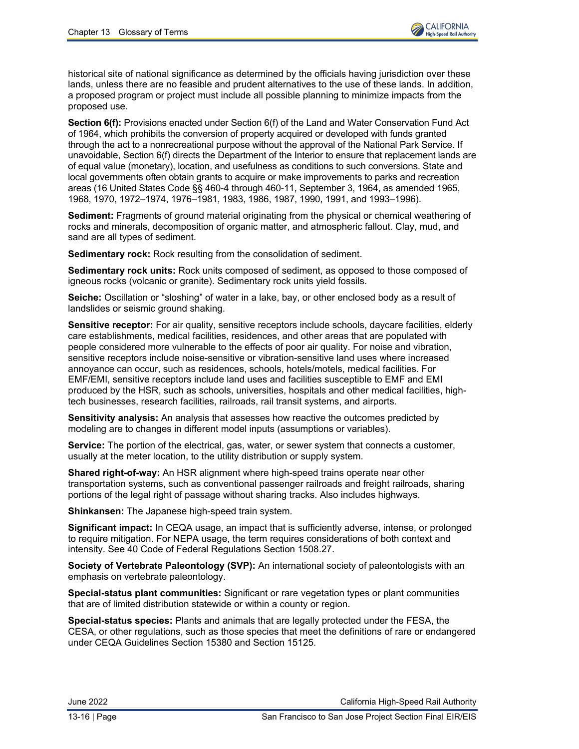historical site of national significance as determined by the officials having jurisdiction over these lands, unless there are no feasible and prudent alternatives to the use of these lands. In addition, a proposed program or project must include all possible planning to minimize impacts from the proposed use.

**Section 6(f):** Provisions enacted under Section 6(f) of the Land and Water Conservation Fund Act of 1964, which prohibits the conversion of property acquired or developed with funds granted through the act to a nonrecreational purpose without the approval of the National Park Service. If unavoidable, Section 6(f) directs the Department of the Interior to ensure that replacement lands are of equal value (monetary), location, and usefulness as conditions to such conversions. State and local governments often obtain grants to acquire or make improvements to parks and recreation areas (16 United States Code §§ 460-4 through 460-11, September 3, 1964, as amended 1965, 1968, 1970, 1972–1974, 1976–1981, 1983, 1986, 1987, 1990, 1991, and 1993–1996).

**Sediment:** Fragments of ground material originating from the physical or chemical weathering of rocks and minerals, decomposition of organic matter, and atmospheric fallout. Clay, mud, and sand are all types of sediment.

**Sedimentary rock:** Rock resulting from the consolidation of sediment.

**Sedimentary rock units:** Rock units composed of sediment, as opposed to those composed of igneous rocks (volcanic or granite). Sedimentary rock units yield fossils.

**Seiche:** Oscillation or "sloshing" of water in a lake, bay, or other enclosed body as a result of landslides or seismic ground shaking.

**Sensitive receptor:** For air quality, sensitive receptors include schools, daycare facilities, elderly care establishments, medical facilities, residences, and other areas that are populated with people considered more vulnerable to the effects of poor air quality. For noise and vibration, sensitive receptors include noise-sensitive or vibration-sensitive land uses where increased annoyance can occur, such as residences, schools, hotels/motels, medical facilities. For EMF/EMI, sensitive receptors include land uses and facilities susceptible to EMF and EMI produced by the HSR, such as schools, universities, hospitals and other medical facilities, high-tech businesses, research facilities, railroads, rail transit systems, and airports.

**Sensitivity analysis:** An analysis that assesses how reactive the outcomes predicted by modeling are to changes in different model inputs (assumptions or variables).

**Service:** The portion of the electrical, gas, water, or sewer system that connects a customer, usually at the meter location, to the utility distribution or supply system.

**Shared right-of-way:** An HSR alignment where high-speed trains operate near other transportation systems, such as conventional passenger railroads and freight railroads, sharing portions of the legal right of passage without sharing tracks. Also includes highways.

**Shinkansen:** The Japanese high-speed train system.

**Significant impact:** In CEQA usage, an impact that is sufficiently adverse, intense, or prolonged to require mitigation. For NEPA usage, the term requires considerations of both context and intensity. See 40 Code of Federal Regulations Section 1508.27.

**Society of Vertebrate Paleontology (SVP):** An international society of paleontologists with an emphasis on vertebrate paleontology.

**Special-status plant communities:** Significant or rare vegetation types or plant communities that are of limited distribution statewide or within a county or region.

**Special-status species:** Plants and animals that are legally protected under the FESA, the CESA, or other regulations, such as those species that meet the definitions of rare or endangered under CEQA Guidelines Section 15380 and Section 15125.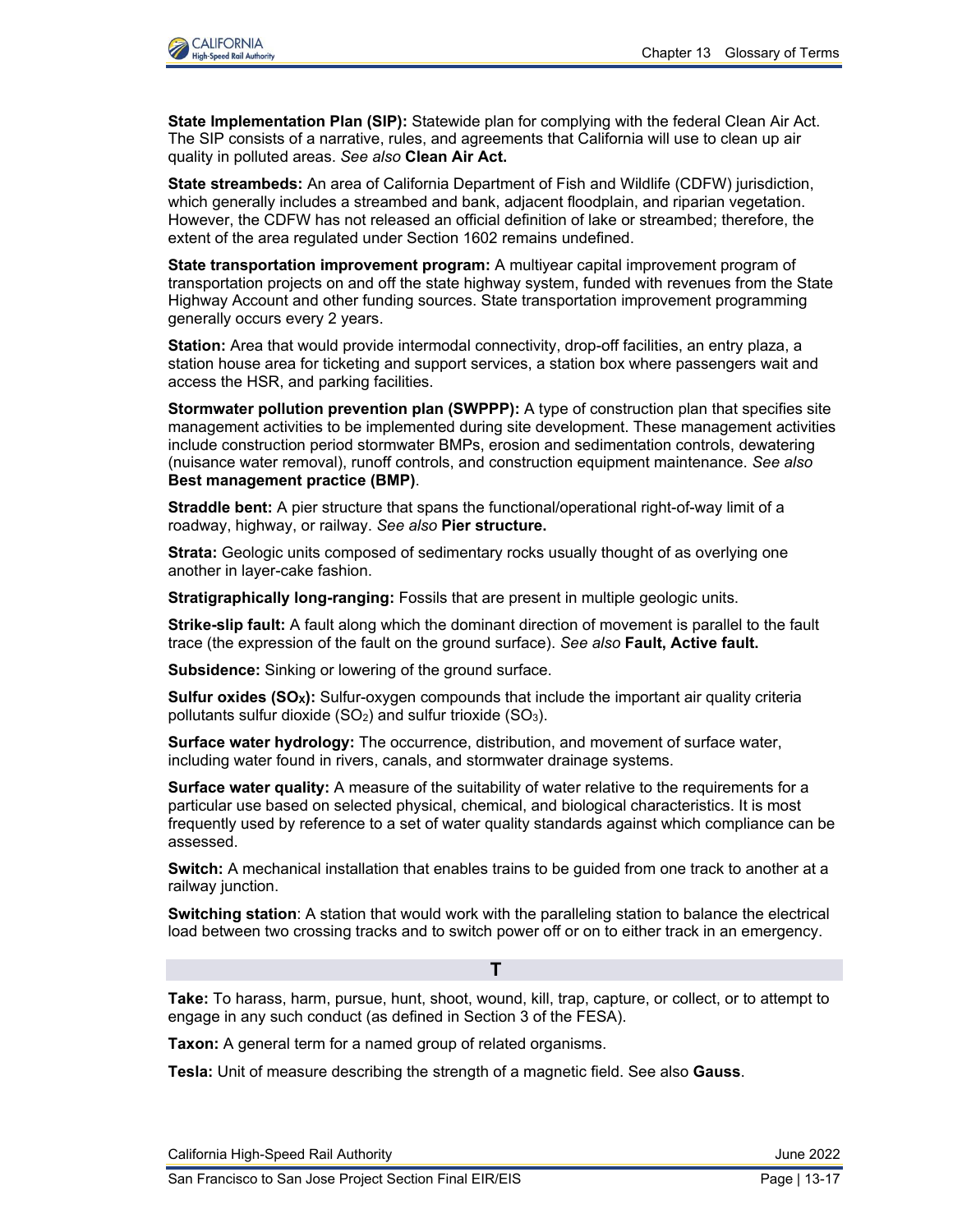**State Implementation Plan (SIP):** Statewide plan for complying with the federal Clean Air Act. The SIP consists of a narrative, rules, and agreements that California will use to clean up air quality in polluted areas. *See also* **Clean Air Act.**

**State streambeds:** An area of California Department of Fish and Wildlife (CDFW) jurisdiction, which generally includes a streambed and bank, adjacent floodplain, and riparian vegetation. However, the CDFW has not released an official definition of lake or streambed; therefore, the extent of the area regulated under Section 1602 remains undefined.

**State transportation improvement program:** A multiyear capital improvement program of transportation projects on and off the state highway system, funded with revenues from the State Highway Account and other funding sources. State transportation improvement programming generally occurs every 2 years.

**Station:** Area that would provide intermodal connectivity, drop-off facilities, an entry plaza, a station house area for ticketing and support services, a station box where passengers wait and access the HSR, and parking facilities.

**Stormwater pollution prevention plan (SWPPP):** A type of construction plan that specifies site management activities to be implemented during site development. These management activities include construction period stormwater BMPs, erosion and sedimentation controls, dewatering (nuisance water removal), runoff controls, and construction equipment maintenance. *See also* **Best management practice (BMP)**.

**Straddle bent:** A pier structure that spans the functional/operational right-of-way limit of a roadway, highway, or railway. *See also* **Pier structure.**

**Strata:** Geologic units composed of sedimentary rocks usually thought of as overlying one another in layer-cake fashion.

**Stratigraphically long-ranging:** Fossils that are present in multiple geologic units.

**Strike-slip fault:** A fault along which the dominant direction of movement is parallel to the fault trace (the expression of the fault on the ground surface). *See also* **Fault, Active fault.**

**Subsidence:** Sinking or lowering of the ground surface.

**Sulfur oxides ($SO_X$):** Sulfur-oxygen compounds that include the important air quality criteria pollutants sulfur dioxide ($SO_2$) and sulfur trioxide ($SO_3$).

**Surface water hydrology:** The occurrence, distribution, and movement of surface water, including water found in rivers, canals, and stormwater drainage systems.

**Surface water quality:** A measure of the suitability of water relative to the requirements for a particular use based on selected physical, chemical, and biological characteristics. It is most frequently used by reference to a set of water quality standards against which compliance can be assessed.

**Switch:** A mechanical installation that enables trains to be guided from one track to another at a railway junction.

**Switching station**: A station that would work with the paralleling station to balance the electrical load between two crossing tracks and to switch power off or on to either track in an emergency.

## T

**Take:** To harass, harm, pursue, hunt, shoot, wound, kill, trap, capture, or collect, or to attempt to engage in any such conduct (as defined in Section 3 of the FESA).

**Taxon:** A general term for a named group of related organisms.

**Tesla:** Unit of measure describing the strength of a magnetic field. See also **Gauss**.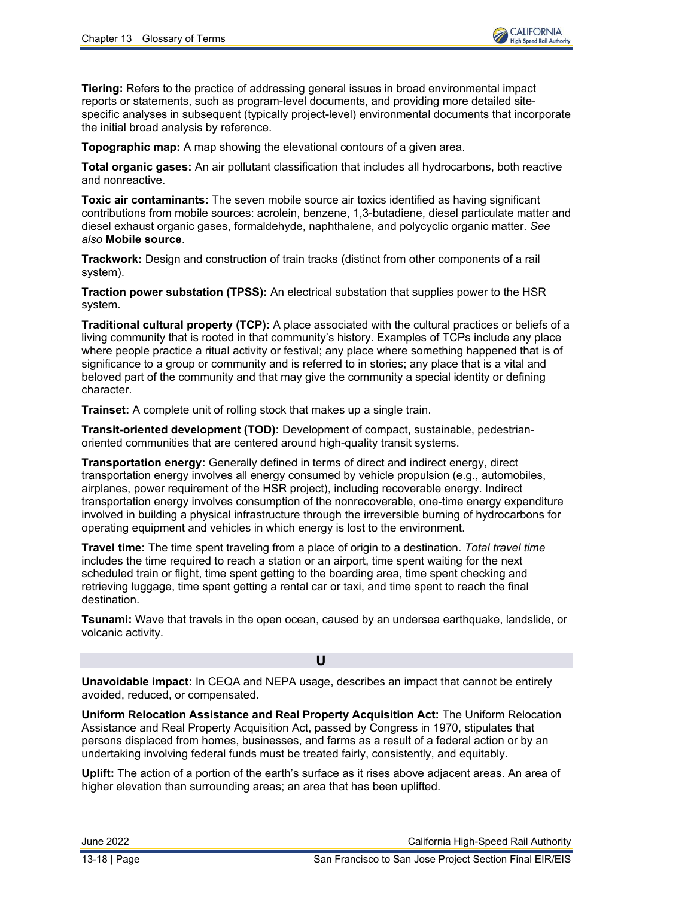**Tiering:** Refers to the practice of addressing general issues in broad environmental impact reports or statements, such as program-level documents, and providing more detailed site-specific analyses in subsequent (typically project-level) environmental documents that incorporate the initial broad analysis by reference.

**Topographic map:** A map showing the elevational contours of a given area.

**Total organic gases:** An air pollutant classification that includes all hydrocarbons, both reactive and nonreactive.

**Toxic air contaminants:** The seven mobile source air toxics identified as having significant contributions from mobile sources: acrolein, benzene, 1,3-butadiene, diesel particulate matter and diesel exhaust organic gases, formaldehyde, naphthalene, and polycyclic organic matter. *See also* **Mobile source**.

**Trackwork:** Design and construction of train tracks (distinct from other components of a rail system).

**Traction power substation (TPSS):** An electrical substation that supplies power to the HSR system.

**Traditional cultural property (TCP):** A place associated with the cultural practices or beliefs of a living community that is rooted in that community's history. Examples of TCPs include any place where people practice a ritual activity or festival; any place where something happened that is of significance to a group or community and is referred to in stories; any place that is a vital and beloved part of the community and that may give the community a special identity or defining character.

**Trainset:** A complete unit of rolling stock that makes up a single train.

**Transit-oriented development (TOD):** Development of compact, sustainable, pedestrian-oriented communities that are centered around high-quality transit systems.

**Transportation energy:** Generally defined in terms of direct and indirect energy, direct transportation energy involves all energy consumed by vehicle propulsion (e.g., automobiles, airplanes, power requirement of the HSR project), including recoverable energy. Indirect transportation energy involves consumption of the nonrecoverable, one-time energy expenditure involved in building a physical infrastructure through the irreversible burning of hydrocarbons for operating equipment and vehicles in which energy is lost to the environment.

**Travel time:** The time spent traveling from a place of origin to a destination. *Total travel time* includes the time required to reach a station or an airport, time spent waiting for the next scheduled train or flight, time spent getting to the boarding area, time spent checking and retrieving luggage, time spent getting a rental car or taxi, and time spent to reach the final destination.

**Tsunami:** Wave that travels in the open ocean, caused by an undersea earthquake, landslide, or volcanic activity.

## U

**Unavoidable impact:** In CEQA and NEPA usage, describes an impact that cannot be entirely avoided, reduced, or compensated.

**Uniform Relocation Assistance and Real Property Acquisition Act:** The Uniform Relocation Assistance and Real Property Acquisition Act, passed by Congress in 1970, stipulates that persons displaced from homes, businesses, and farms as a result of a federal action or by an undertaking involving federal funds must be treated fairly, consistently, and equitably.

**Uplift:** The action of a portion of the earth's surface as it rises above adjacent areas. An area of higher elevation than surrounding areas; an area that has been uplifted.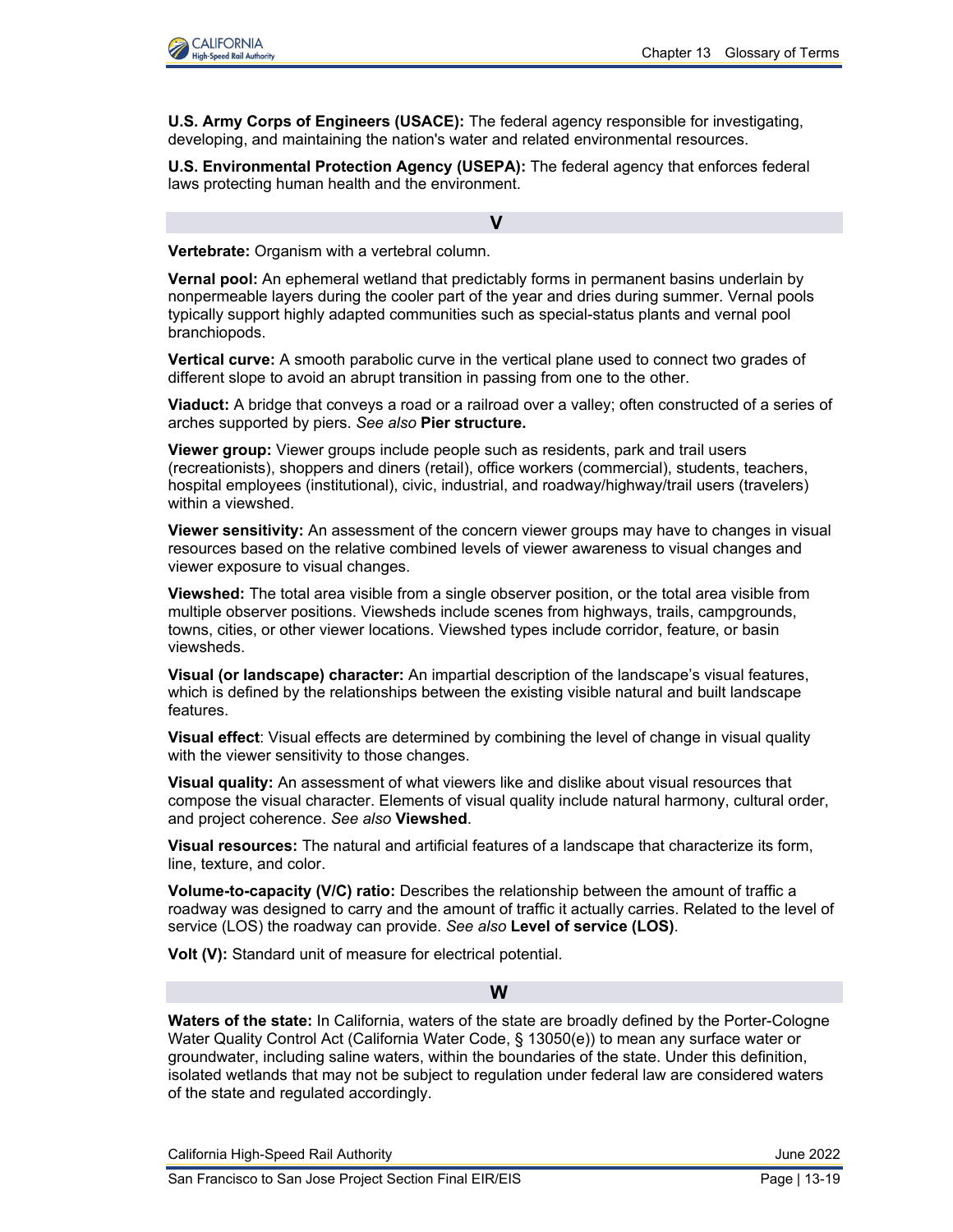**U.S. Army Corps of Engineers (USACE):** The federal agency responsible for investigating, developing, and maintaining the nation's water and related environmental resources.

**U.S. Environmental Protection Agency (USEPA):** The federal agency that enforces federal laws protecting human health and the environment.

## V

**Vertebrate:** Organism with a vertebral column.

**Vernal pool:** An ephemeral wetland that predictably forms in permanent basins underlain by nonpermeable layers during the cooler part of the year and dries during summer. Vernal pools typically support highly adapted communities such as special-status plants and vernal pool branchiopods.

**Vertical curve:** A smooth parabolic curve in the vertical plane used to connect two grades of different slope to avoid an abrupt transition in passing from one to the other.

**Viaduct:** A bridge that conveys a road or a railroad over a valley; often constructed of a series of arches supported by piers. *See also* **Pier structure.**

**Viewer group:** Viewer groups include people such as residents, park and trail users (recreationists), shoppers and diners (retail), office workers (commercial), students, teachers, hospital employees (institutional), civic, industrial, and roadway/highway/trail users (travelers) within a viewshed.

**Viewer sensitivity:** An assessment of the concern viewer groups may have to changes in visual resources based on the relative combined levels of viewer awareness to visual changes and viewer exposure to visual changes.

**Viewshed:** The total area visible from a single observer position, or the total area visible from multiple observer positions. Viewsheds include scenes from highways, trails, campgrounds, towns, cities, or other viewer locations. Viewshed types include corridor, feature, or basin viewsheds.

**Visual (or landscape) character:** An impartial description of the landscape's visual features, which is defined by the relationships between the existing visible natural and built landscape features.

**Visual effect**: Visual effects are determined by combining the level of change in visual quality with the viewer sensitivity to those changes.

**Visual quality:** An assessment of what viewers like and dislike about visual resources that compose the visual character. Elements of visual quality include natural harmony, cultural order, and project coherence. *See also* **Viewshed**.

**Visual resources:** The natural and artificial features of a landscape that characterize its form, line, texture, and color.

**Volume-to-capacity (V/C) ratio:** Describes the relationship between the amount of traffic a roadway was designed to carry and the amount of traffic it actually carries. Related to the level of service (LOS) the roadway can provide. *See also* **Level of service (LOS)**.

**Volt (V):** Standard unit of measure for electrical potential.

## W

**Waters of the state:** In California, waters of the state are broadly defined by the Porter-Cologne Water Quality Control Act (California Water Code, § 13050(e)) to mean any surface water or groundwater, including saline waters, within the boundaries of the state. Under this definition, isolated wetlands that may not be subject to regulation under federal law are considered waters of the state and regulated accordingly.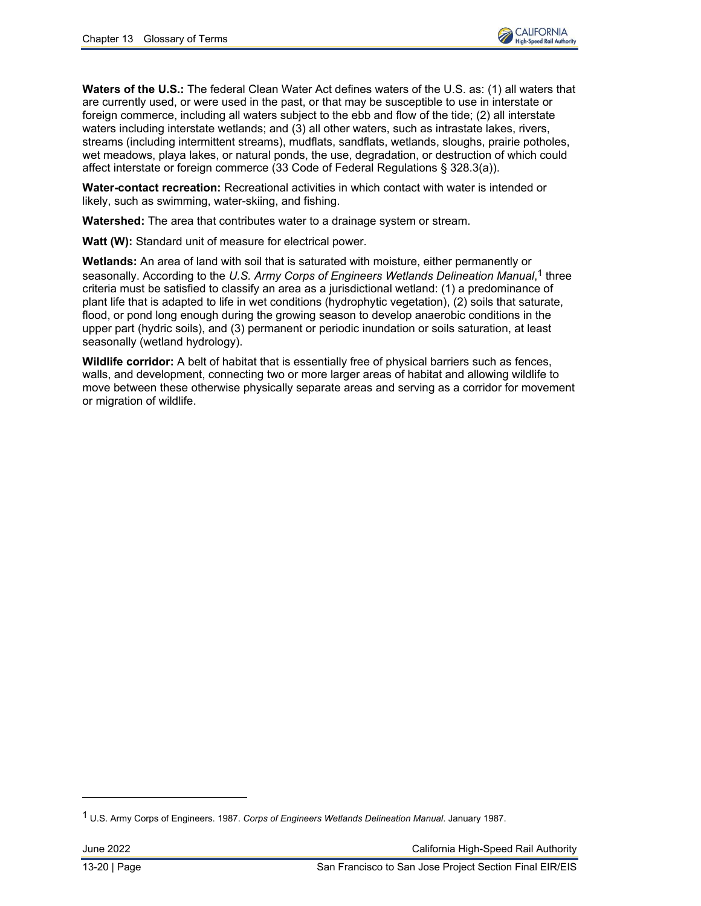**Waters of the U.S.:** The federal Clean Water Act defines waters of the U.S. as: (1) all waters that are currently used, or were used in the past, or that may be susceptible to use in interstate or foreign commerce, including all waters subject to the ebb and flow of the tide; (2) all interstate waters including interstate wetlands; and (3) all other waters, such as intrastate lakes, rivers, streams (including intermittent streams), mudflats, sandflats, wetlands, sloughs, prairie potholes, wet meadows, playa lakes, or natural ponds, the use, degradation, or destruction of which could affect interstate or foreign commerce (33 Code of Federal Regulations § 328.3(a)).

**Water-contact recreation:** Recreational activities in which contact with water is intended or likely, such as swimming, water-skiing, and fishing.

**Watershed:** The area that contributes water to a drainage system or stream.

**Watt (W):** Standard unit of measure for electrical power.

**Wetlands:** An area of land with soil that is saturated with moisture, either permanently or seasonally. According to the *U.S. Army Corps of Engineers Wetlands Delineation Manual*,[1] three criteria must be satisfied to classify an area as a jurisdictional wetland: (1) a predominance of plant life that is adapted to life in wet conditions (hydrophytic vegetation), (2) soils that saturate, flood, or pond long enough during the growing season to develop anaerobic conditions in the upper part (hydric soils), and (3) permanent or periodic inundation or soils saturation, at least seasonally (wetland hydrology).

**Wildlife corridor:** A belt of habitat that is essentially free of physical barriers such as fences, walls, and development, connecting two or more larger areas of habitat and allowing wildlife to move between these otherwise physically separate areas and serving as a corridor for movement or migration of wildlife.

---

[1] U.S. Army Corps of Engineers. 1987. *Corps of Engineers Wetlands Delineation Manual*. January 1987.